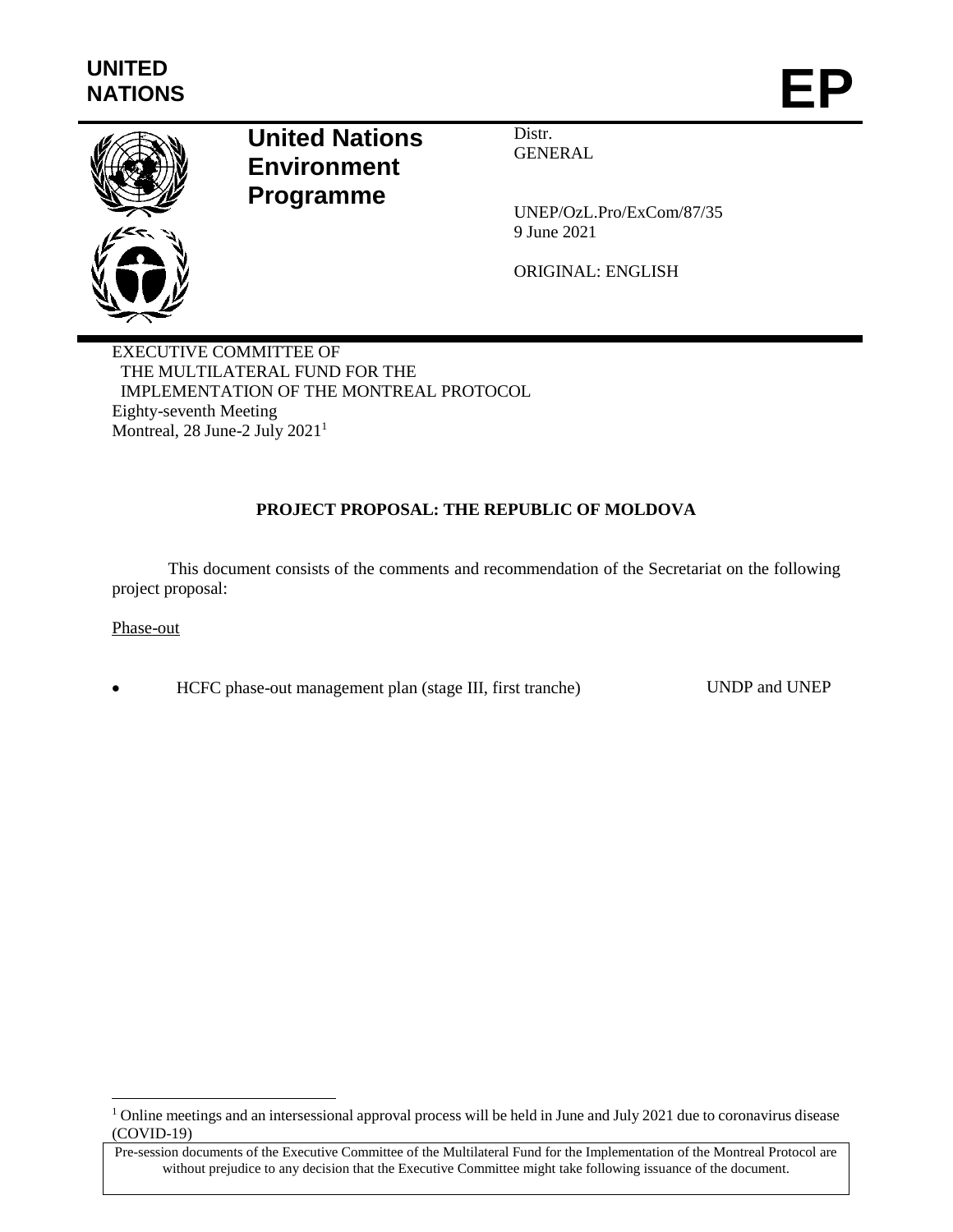UNITED NATIONS

EP

**United Nations Environment Programme**

Distr.
GENERAL

UNEP/OzL.Pro/ExCom/87/35
9 June 2021

ORIGINAL: ENGLISH

EXECUTIVE COMMITTEE OF
THE MULTILATERAL FUND FOR THE
IMPLEMENTATION OF THE MONTREAL PROTOCOL
Eighty-seventh Meeting
Montreal, 28 June-2 July 2021[1]

**PROJECT PROPOSAL: THE REPUBLIC OF MOLDOVA**

This document consists of the comments and recommendation of the Secretariat on the following project proposal:

Phase-out

- HCFC phase-out management plan (stage III, first tranche) — UNDP and UNEP

[1] Online meetings and an intersessional approval process will be held in June and July 2021 due to coronavirus disease (COVID-19)

Pre-session documents of the Executive Committee of the Multilateral Fund for the Implementation of the Montreal Protocol are without prejudice to any decision that the Executive Committee might take following issuance of the document.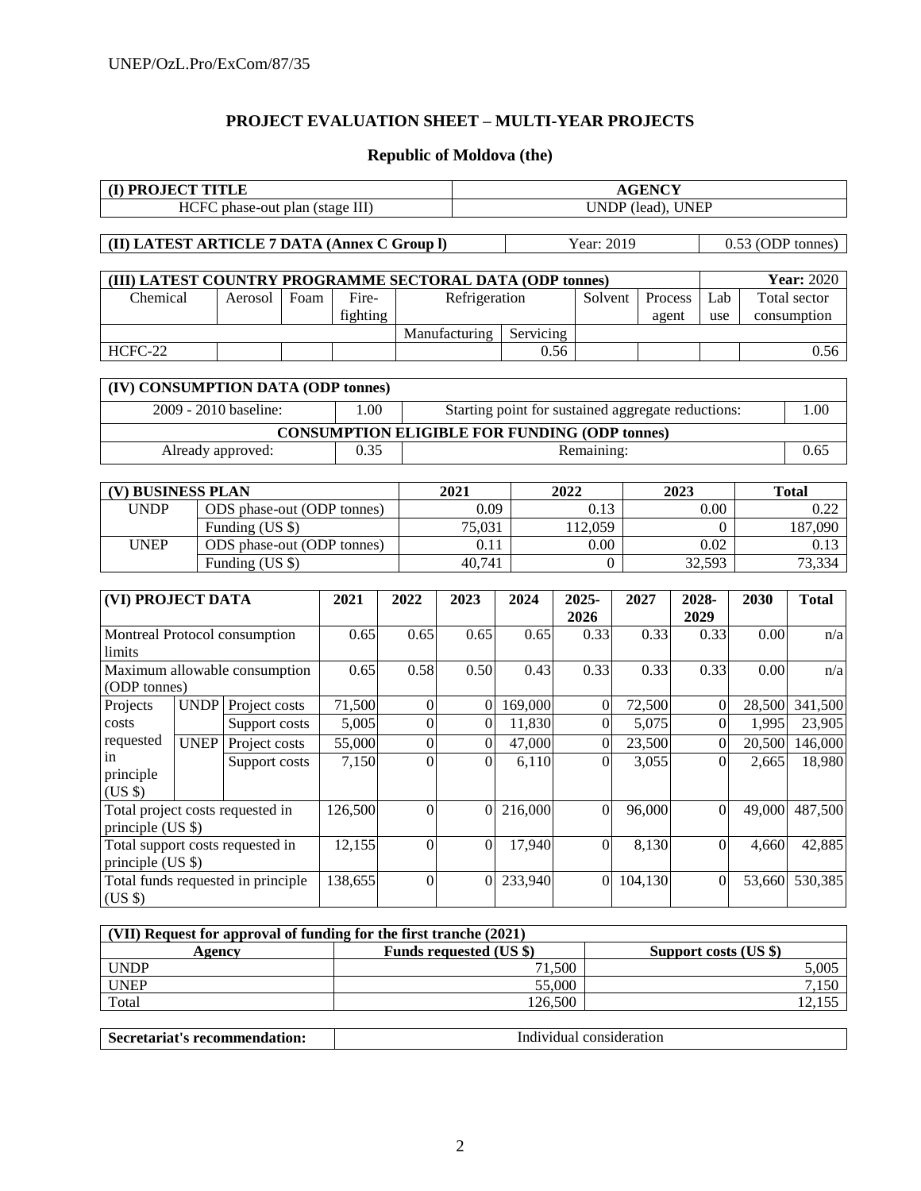## PROJECT EVALUATION SHEET – MULTI-YEAR PROJECTS

### Republic of Moldova (the)

| (I) PROJECT TITLE | AGENCY |
|---|---|
| HCFC phase-out plan (stage III) | UNDP (lead), UNEP |

| (II) LATEST ARTICLE 7 DATA (Annex C Group l) | Year: 2019 | 0.53 (ODP tonnes) |
|---|---|---|

| (III) LATEST COUNTRY PROGRAMME SECTORAL DATA (ODP tonnes) | | | | | | | | | Year: 2020 |
|---|---|---|---|---|---|---|---|---|---|
| Chemical | Aerosol | Foam | Fire-fighting | Refrigeration | | Solvent | Process agent | Lab use | Total sector consumption |
| | | | | Manufacturing | Servicing | | | | |
| HCFC-22 | | | | | 0.56 | | | | 0.56 |

| (IV) CONSUMPTION DATA (ODP tonnes) | | | |
|---|---|---|---|
| 2009 - 2010 baseline: | 1.00 | Starting point for sustained aggregate reductions: | 1.00 |
| CONSUMPTION ELIGIBLE FOR FUNDING (ODP tonnes) | | | |
| Already approved: | 0.35 | Remaining: | 0.65 |

| (V) BUSINESS PLAN | | 2021 | 2022 | 2023 | Total |
|---|---|---|---|---|---|
| UNDP | ODS phase-out (ODP tonnes) | 0.09 | 0.13 | 0.00 | 0.22 |
| | Funding (US $) | 75,031 | 112,059 | 0 | 187,090 |
| UNEP | ODS phase-out (ODP tonnes) | 0.11 | 0.00 | 0.02 | 0.13 |
| | Funding (US $) | 40,741 | 0 | 32,593 | 73,334 |

| (VI) PROJECT DATA | | | 2021 | 2022 | 2023 | 2024 | 2025-2026 | 2027 | 2028-2029 | 2030 | Total |
|---|---|---|---|---|---|---|---|---|---|---|---|
| Montreal Protocol consumption limits | | | 0.65 | 0.65 | 0.65 | 0.65 | 0.33 | 0.33 | 0.33 | 0.00 | n/a |
| Maximum allowable consumption (ODP tonnes) | | | 0.65 | 0.58 | 0.50 | 0.43 | 0.33 | 0.33 | 0.33 | 0.00 | n/a |
| Projects costs requested in principle (US $) | UNDP | Project costs | 71,500 | 0 | 0 | 169,000 | 0 | 72,500 | 0 | 28,500 | 341,500 |
| | | Support costs | 5,005 | 0 | 0 | 11,830 | 0 | 5,075 | 0 | 1,995 | 23,905 |
| | UNEP | Project costs | 55,000 | 0 | 0 | 47,000 | 0 | 23,500 | 0 | 20,500 | 146,000 |
| | | Support costs | 7,150 | 0 | 0 | 6,110 | 0 | 3,055 | 0 | 2,665 | 18,980 |
| Total project costs requested in principle (US $) | | | 126,500 | 0 | 0 | 216,000 | 0 | 96,000 | 0 | 49,000 | 487,500 |
| Total support costs requested in principle (US $) | | | 12,155 | 0 | 0 | 17,940 | 0 | 8,130 | 0 | 4,660 | 42,885 |
| Total funds requested in principle (US $) | | | 138,655 | 0 | 0 | 233,940 | 0 | 104,130 | 0 | 53,660 | 530,385 |

| (VII) Request for approval of funding for the first tranche (2021) | | |
|---|---|---|
| Agency | Funds requested (US $) | Support costs (US $) |
| UNDP | 71,500 | 5,005 |
| UNEP | 55,000 | 7,150 |
| Total | 126,500 | 12,155 |

| Secretariat's recommendation: | Individual consideration |
|---|---|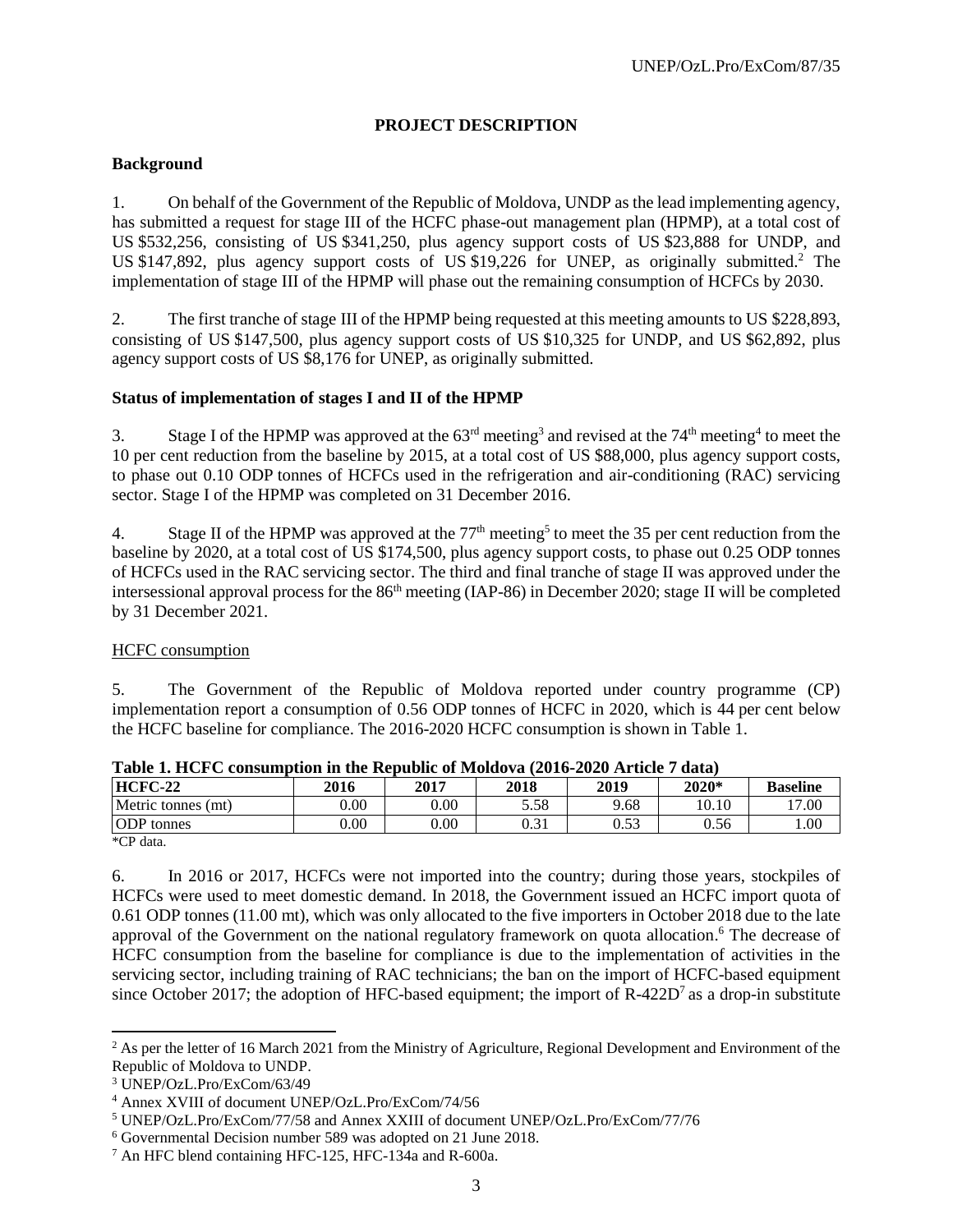## PROJECT DESCRIPTION

### Background

1. On behalf of the Government of the Republic of Moldova, UNDP as the lead implementing agency, has submitted a request for stage III of the HCFC phase-out management plan (HPMP), at a total cost of US $532,256, consisting of US $341,250, plus agency support costs of US $23,888 for UNDP, and US $147,892, plus agency support costs of US $19,226 for UNEP, as originally submitted.[2] The implementation of stage III of the HPMP will phase out the remaining consumption of HCFCs by 2030.

2. The first tranche of stage III of the HPMP being requested at this meeting amounts to US $228,893, consisting of US $147,500, plus agency support costs of US $10,325 for UNDP, and US $62,892, plus agency support costs of US $8,176 for UNEP, as originally submitted.

### Status of implementation of stages I and II of the HPMP

3. Stage I of the HPMP was approved at the 63rd meeting[3] and revised at the 74th meeting[4] to meet the 10 per cent reduction from the baseline by 2015, at a total cost of US $88,000, plus agency support costs, to phase out 0.10 ODP tonnes of HCFCs used in the refrigeration and air-conditioning (RAC) servicing sector. Stage I of the HPMP was completed on 31 December 2016.

4. Stage II of the HPMP was approved at the 77th meeting[5] to meet the 35 per cent reduction from the baseline by 2020, at a total cost of US $174,500, plus agency support costs, to phase out 0.25 ODP tonnes of HCFCs used in the RAC servicing sector. The third and final tranche of stage II was approved under the intersessional approval process for the 86th meeting (IAP-86) in December 2020; stage II will be completed by 31 December 2021.

HCFC consumption

5. The Government of the Republic of Moldova reported under country programme (CP) implementation report a consumption of 0.56 ODP tonnes of HCFC in 2020, which is 44 per cent below the HCFC baseline for compliance. The 2016-2020 HCFC consumption is shown in Table 1.

**Table 1. HCFC consumption in the Republic of Moldova (2016-2020 Article 7 data)**

| HCFC-22 | 2016 | 2017 | 2018 | 2019 | 2020* | Baseline |
|---|---|---|---|---|---|---|
| Metric tonnes (mt) | 0.00 | 0.00 | 5.58 | 9.68 | 10.10 | 17.00 |
| ODP tonnes | 0.00 | 0.00 | 0.31 | 0.53 | 0.56 | 1.00 |

*CP data.

6. In 2016 or 2017, HCFCs were not imported into the country; during those years, stockpiles of HCFCs were used to meet domestic demand. In 2018, the Government issued an HCFC import quota of 0.61 ODP tonnes (11.00 mt), which was only allocated to the five importers in October 2018 due to the late approval of the Government on the national regulatory framework on quota allocation.[6] The decrease of HCFC consumption from the baseline for compliance is due to the implementation of activities in the servicing sector, including training of RAC technicians; the ban on the import of HCFC-based equipment since October 2017; the adoption of HFC-based equipment; the import of R-422D[7] as a drop-in substitute

[2] As per the letter of 16 March 2021 from the Ministry of Agriculture, Regional Development and Environment of the Republic of Moldova to UNDP.

[3] UNEP/OzL.Pro/ExCom/63/49

[4] Annex XVIII of document UNEP/OzL.Pro/ExCom/74/56

[5] UNEP/OzL.Pro/ExCom/77/58 and Annex XXIII of document UNEP/OzL.Pro/ExCom/77/76

[6] Governmental Decision number 589 was adopted on 21 June 2018.

[7] An HFC blend containing HFC-125, HFC-134a and R-600a.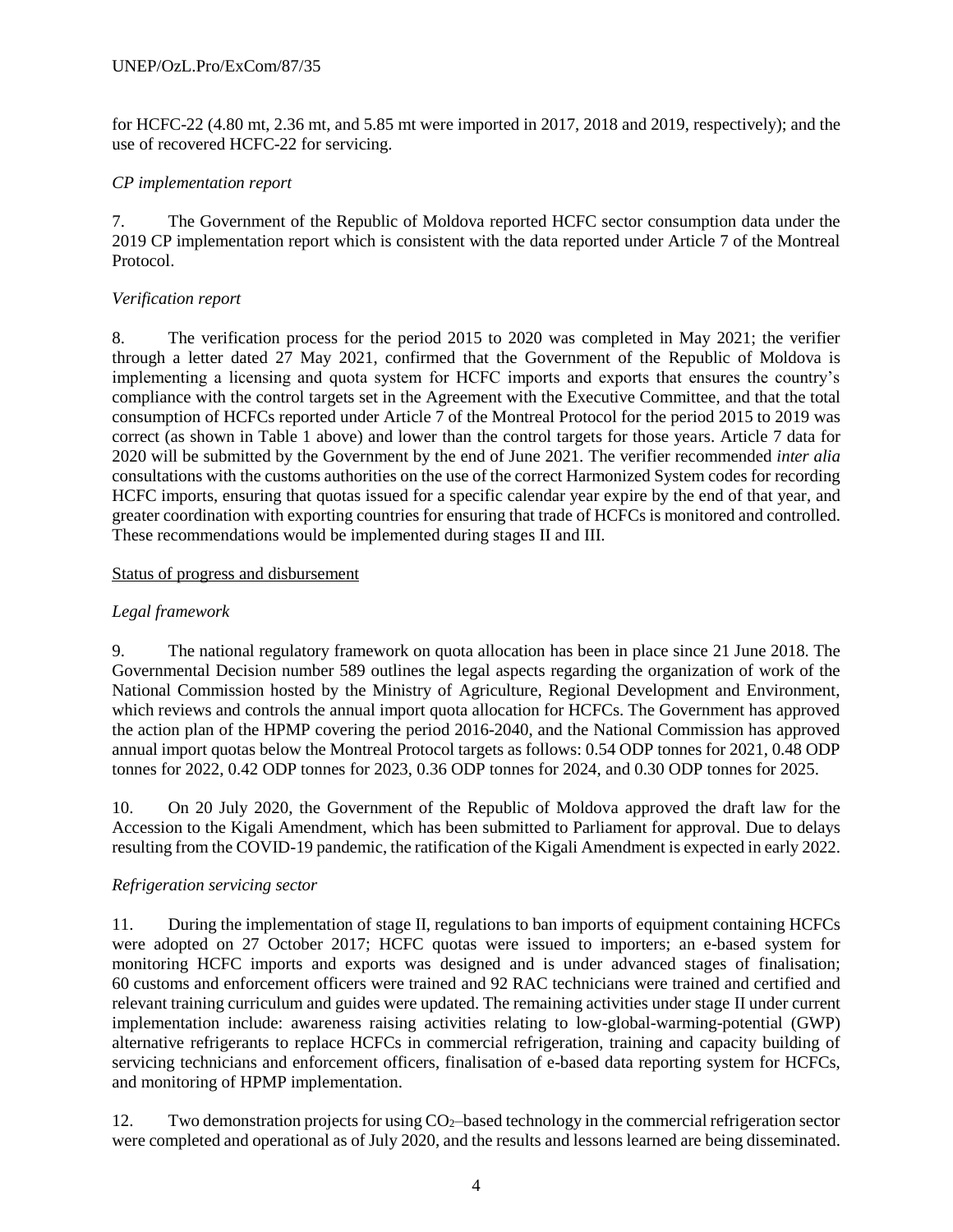for HCFC-22 (4.80 mt, 2.36 mt, and 5.85 mt were imported in 2017, 2018 and 2019, respectively); and the use of recovered HCFC-22 for servicing.

*CP implementation report*

7. The Government of the Republic of Moldova reported HCFC sector consumption data under the 2019 CP implementation report which is consistent with the data reported under Article 7 of the Montreal Protocol.

*Verification report*

8. The verification process for the period 2015 to 2020 was completed in May 2021; the verifier through a letter dated 27 May 2021, confirmed that the Government of the Republic of Moldova is implementing a licensing and quota system for HCFC imports and exports that ensures the country's compliance with the control targets set in the Agreement with the Executive Committee, and that the total consumption of HCFCs reported under Article 7 of the Montreal Protocol for the period 2015 to 2019 was correct (as shown in Table 1 above) and lower than the control targets for those years. Article 7 data for 2020 will be submitted by the Government by the end of June 2021. The verifier recommended *inter alia* consultations with the customs authorities on the use of the correct Harmonized System codes for recording HCFC imports, ensuring that quotas issued for a specific calendar year expire by the end of that year, and greater coordination with exporting countries for ensuring that trade of HCFCs is monitored and controlled. These recommendations would be implemented during stages II and III.

Status of progress and disbursement

*Legal framework*

9. The national regulatory framework on quota allocation has been in place since 21 June 2018. The Governmental Decision number 589 outlines the legal aspects regarding the organization of work of the National Commission hosted by the Ministry of Agriculture, Regional Development and Environment, which reviews and controls the annual import quota allocation for HCFCs. The Government has approved the action plan of the HPMP covering the period 2016-2040, and the National Commission has approved annual import quotas below the Montreal Protocol targets as follows: 0.54 ODP tonnes for 2021, 0.48 ODP tonnes for 2022, 0.42 ODP tonnes for 2023, 0.36 ODP tonnes for 2024, and 0.30 ODP tonnes for 2025.

10. On 20 July 2020, the Government of the Republic of Moldova approved the draft law for the Accession to the Kigali Amendment, which has been submitted to Parliament for approval. Due to delays resulting from the COVID-19 pandemic, the ratification of the Kigali Amendment is expected in early 2022.

*Refrigeration servicing sector*

11. During the implementation of stage II, regulations to ban imports of equipment containing HCFCs were adopted on 27 October 2017; HCFC quotas were issued to importers; an e-based system for monitoring HCFC imports and exports was designed and is under advanced stages of finalisation; 60 customs and enforcement officers were trained and 92 RAC technicians were trained and certified and relevant training curriculum and guides were updated. The remaining activities under stage II under current implementation include: awareness raising activities relating to low-global-warming-potential (GWP) alternative refrigerants to replace HCFCs in commercial refrigeration, training and capacity building of servicing technicians and enforcement officers, finalisation of e-based data reporting system for HCFCs, and monitoring of HPMP implementation.

12. Two demonstration projects for using $CO_2$–based technology in the commercial refrigeration sector were completed and operational as of July 2020, and the results and lessons learned are being disseminated.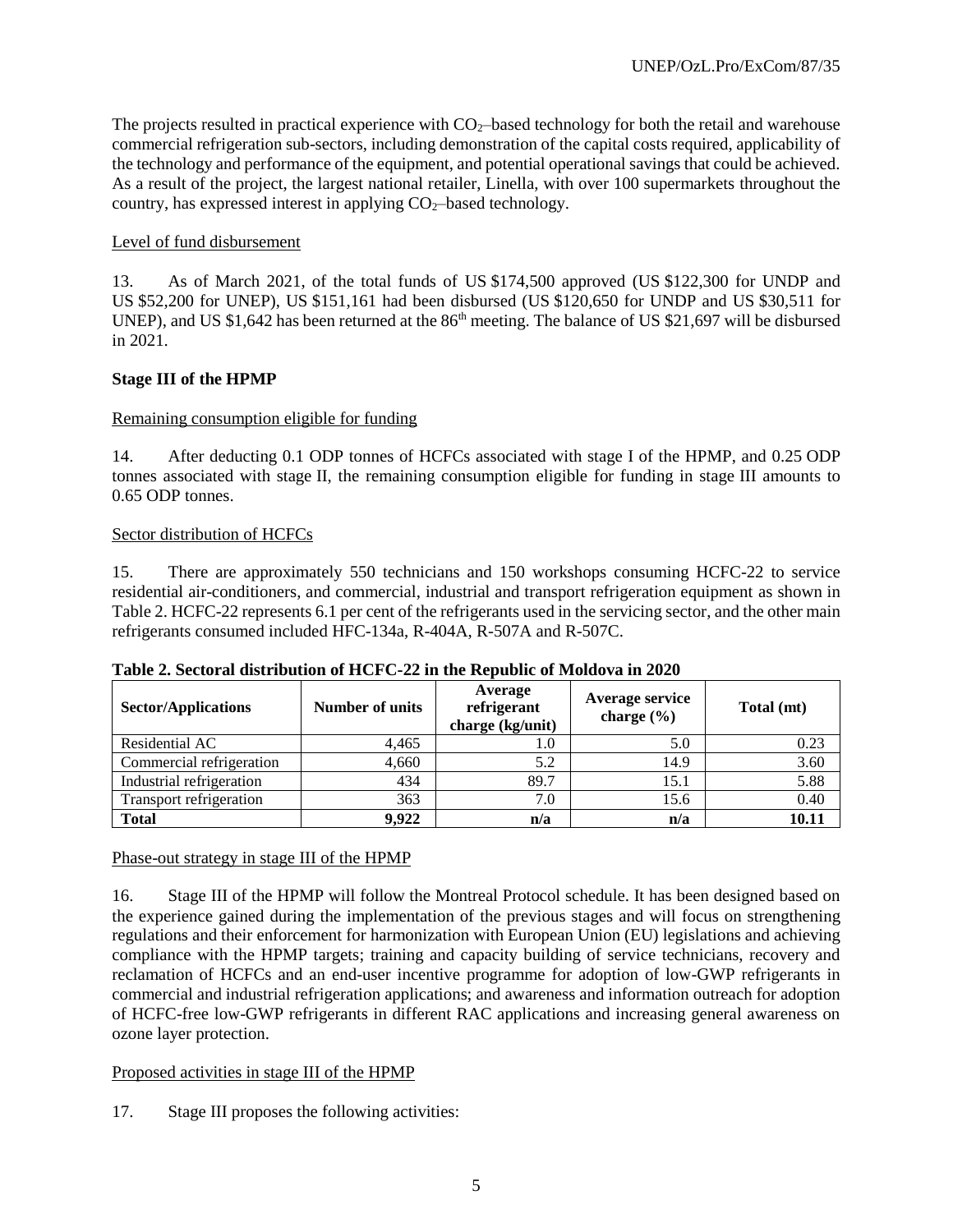The projects resulted in practical experience with $CO_2$–based technology for both the retail and warehouse commercial refrigeration sub-sectors, including demonstration of the capital costs required, applicability of the technology and performance of the equipment, and potential operational savings that could be achieved. As a result of the project, the largest national retailer, Linella, with over 100 supermarkets throughout the country, has expressed interest in applying $CO_2$–based technology.

Level of fund disbursement

13. As of March 2021, of the total funds of US $174,500 approved (US $122,300 for UNDP and US $52,200 for UNEP), US $151,161 had been disbursed (US $120,650 for UNDP and US $30,511 for UNEP), and US $1,642 has been returned at the 86th meeting. The balance of US $21,697 will be disbursed in 2021.

**Stage III of the HPMP**

Remaining consumption eligible for funding

14. After deducting 0.1 ODP tonnes of HCFCs associated with stage I of the HPMP, and 0.25 ODP tonnes associated with stage II, the remaining consumption eligible for funding in stage III amounts to 0.65 ODP tonnes.

Sector distribution of HCFCs

15. There are approximately 550 technicians and 150 workshops consuming HCFC-22 to service residential air-conditioners, and commercial, industrial and transport refrigeration equipment as shown in Table 2. HCFC-22 represents 6.1 per cent of the refrigerants used in the servicing sector, and the other main refrigerants consumed included HFC-134a, R-404A, R-507A and R-507C.

**Table 2. Sectoral distribution of HCFC-22 in the Republic of Moldova in 2020**

| Sector/Applications | Number of units | Average refrigerant charge (kg/unit) | Average service charge (%) | Total (mt) |
|---|---|---|---|---|
| Residential AC | 4,465 | 1.0 | 5.0 | 0.23 |
| Commercial refrigeration | 4,660 | 5.2 | 14.9 | 3.60 |
| Industrial refrigeration | 434 | 89.7 | 15.1 | 5.88 |
| Transport refrigeration | 363 | 7.0 | 15.6 | 0.40 |
| **Total** | **9,922** | **n/a** | **n/a** | **10.11** |

Phase-out strategy in stage III of the HPMP

16. Stage III of the HPMP will follow the Montreal Protocol schedule. It has been designed based on the experience gained during the implementation of the previous stages and will focus on strengthening regulations and their enforcement for harmonization with European Union (EU) legislations and achieving compliance with the HPMP targets; training and capacity building of service technicians, recovery and reclamation of HCFCs and an end-user incentive programme for adoption of low-GWP refrigerants in commercial and industrial refrigeration applications; and awareness and information outreach for adoption of HCFC-free low-GWP refrigerants in different RAC applications and increasing general awareness on ozone layer protection.

Proposed activities in stage III of the HPMP

17. Stage III proposes the following activities: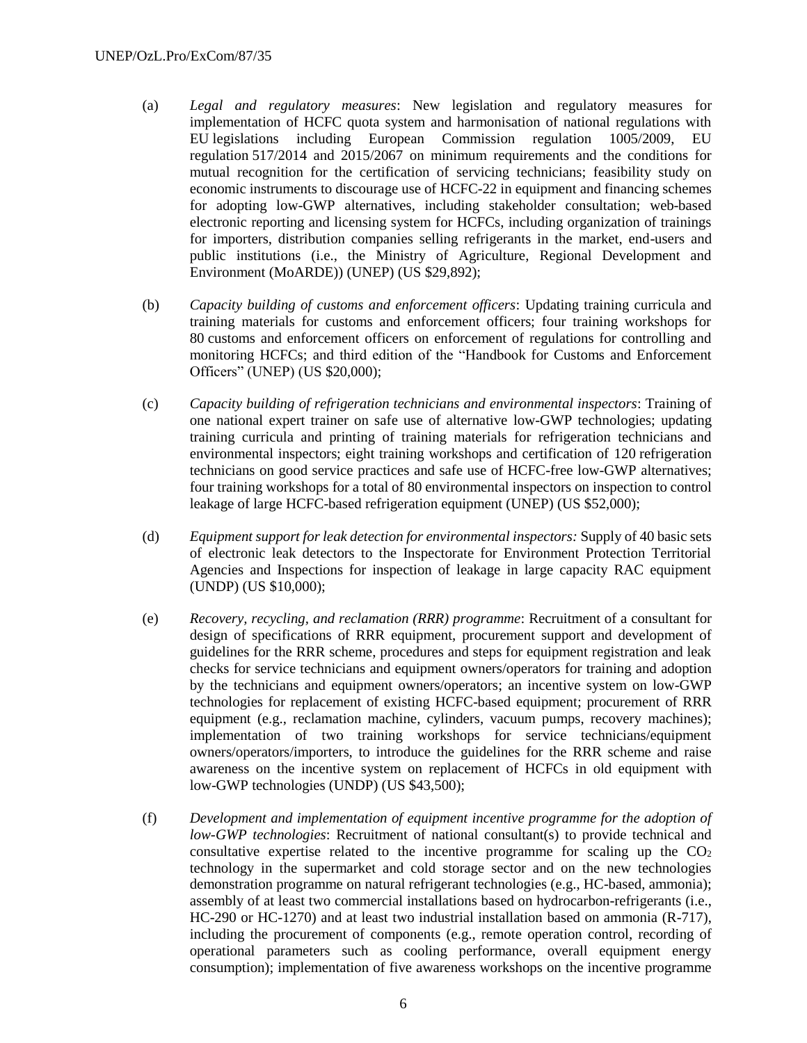(a) *Legal and regulatory measures*: New legislation and regulatory measures for implementation of HCFC quota system and harmonisation of national regulations with EU legislations including European Commission regulation 1005/2009, EU regulation 517/2014 and 2015/2067 on minimum requirements and the conditions for mutual recognition for the certification of servicing technicians; feasibility study on economic instruments to discourage use of HCFC-22 in equipment and financing schemes for adopting low-GWP alternatives, including stakeholder consultation; web-based electronic reporting and licensing system for HCFCs, including organization of trainings for importers, distribution companies selling refrigerants in the market, end-users and public institutions (i.e., the Ministry of Agriculture, Regional Development and Environment (MoARDE)) (UNEP) (US $29,892);

(b) *Capacity building of customs and enforcement officers*: Updating training curricula and training materials for customs and enforcement officers; four training workshops for 80 customs and enforcement officers on enforcement of regulations for controlling and monitoring HCFCs; and third edition of the "Handbook for Customs and Enforcement Officers" (UNEP) (US $20,000);

(c) *Capacity building of refrigeration technicians and environmental inspectors*: Training of one national expert trainer on safe use of alternative low-GWP technologies; updating training curricula and printing of training materials for refrigeration technicians and environmental inspectors; eight training workshops and certification of 120 refrigeration technicians on good service practices and safe use of HCFC-free low-GWP alternatives; four training workshops for a total of 80 environmental inspectors on inspection to control leakage of large HCFC-based refrigeration equipment (UNEP) (US $52,000);

(d) *Equipment support for leak detection for environmental inspectors:* Supply of 40 basic sets of electronic leak detectors to the Inspectorate for Environment Protection Territorial Agencies and Inspections for inspection of leakage in large capacity RAC equipment (UNDP) (US $10,000);

(e) *Recovery, recycling, and reclamation (RRR) programme*: Recruitment of a consultant for design of specifications of RRR equipment, procurement support and development of guidelines for the RRR scheme, procedures and steps for equipment registration and leak checks for service technicians and equipment owners/operators for training and adoption by the technicians and equipment owners/operators; an incentive system on low-GWP technologies for replacement of existing HCFC-based equipment; procurement of RRR equipment (e.g., reclamation machine, cylinders, vacuum pumps, recovery machines); implementation of two training workshops for service technicians/equipment owners/operators/importers, to introduce the guidelines for the RRR scheme and raise awareness on the incentive system on replacement of HCFCs in old equipment with low-GWP technologies (UNDP) (US $43,500);

(f) *Development and implementation of equipment incentive programme for the adoption of low-GWP technologies*: Recruitment of national consultant(s) to provide technical and consultative expertise related to the incentive programme for scaling up the $CO_2$ technology in the supermarket and cold storage sector and on the new technologies demonstration programme on natural refrigerant technologies (e.g., HC-based, ammonia); assembly of at least two commercial installations based on hydrocarbon-refrigerants (i.e., HC-290 or HC-1270) and at least two industrial installation based on ammonia (R-717), including the procurement of components (e.g., remote operation control, recording of operational parameters such as cooling performance, overall equipment energy consumption); implementation of five awareness workshops on the incentive programme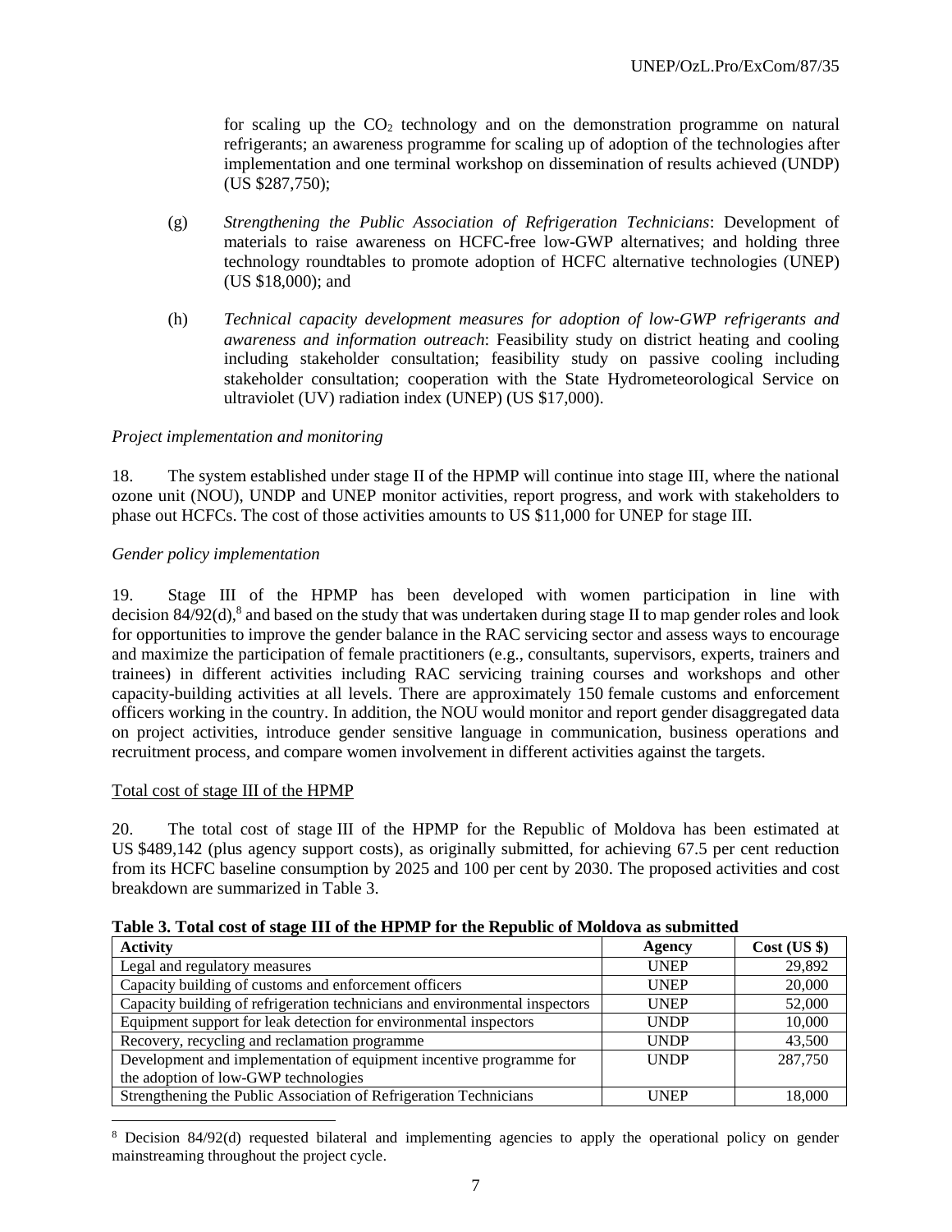for scaling up the $CO_2$ technology and on the demonstration programme on natural refrigerants; an awareness programme for scaling up of adoption of the technologies after implementation and one terminal workshop on dissemination of results achieved (UNDP) (US $287,750);

(g) *Strengthening the Public Association of Refrigeration Technicians*: Development of materials to raise awareness on HCFC-free low-GWP alternatives; and holding three technology roundtables to promote adoption of HCFC alternative technologies (UNEP) (US $18,000); and

(h) *Technical capacity development measures for adoption of low-GWP refrigerants and awareness and information outreach*: Feasibility study on district heating and cooling including stakeholder consultation; feasibility study on passive cooling including stakeholder consultation; cooperation with the State Hydrometeorological Service on ultraviolet (UV) radiation index (UNEP) (US $17,000).

*Project implementation and monitoring*

18. The system established under stage II of the HPMP will continue into stage III, where the national ozone unit (NOU), UNDP and UNEP monitor activities, report progress, and work with stakeholders to phase out HCFCs. The cost of those activities amounts to US $11,000 for UNEP for stage III.

*Gender policy implementation*

19. Stage III of the HPMP has been developed with women participation in line with decision 84/92(d),[8] and based on the study that was undertaken during stage II to map gender roles and look for opportunities to improve the gender balance in the RAC servicing sector and assess ways to encourage and maximize the participation of female practitioners (e.g., consultants, supervisors, experts, trainers and trainees) in different activities including RAC servicing training courses and workshops and other capacity-building activities at all levels. There are approximately 150 female customs and enforcement officers working in the country. In addition, the NOU would monitor and report gender disaggregated data on project activities, introduce gender sensitive language in communication, business operations and recruitment process, and compare women involvement in different activities against the targets.

Total cost of stage III of the HPMP

20. The total cost of stage III of the HPMP for the Republic of Moldova has been estimated at US $489,142 (plus agency support costs), as originally submitted, for achieving 67.5 per cent reduction from its HCFC baseline consumption by 2025 and 100 per cent by 2030. The proposed activities and cost breakdown are summarized in Table 3.

**Table 3. Total cost of stage III of the HPMP for the Republic of Moldova as submitted**

| Activity | Agency | Cost (US $) |
|---|---|---|
| Legal and regulatory measures | UNEP | 29,892 |
| Capacity building of customs and enforcement officers | UNEP | 20,000 |
| Capacity building of refrigeration technicians and environmental inspectors | UNEP | 52,000 |
| Equipment support for leak detection for environmental inspectors | UNDP | 10,000 |
| Recovery, recycling and reclamation programme | UNDP | 43,500 |
| Development and implementation of equipment incentive programme for the adoption of low-GWP technologies | UNDP | 287,750 |
| Strengthening the Public Association of Refrigeration Technicians | UNEP | 18,000 |

[8] Decision 84/92(d) requested bilateral and implementing agencies to apply the operational policy on gender mainstreaming throughout the project cycle.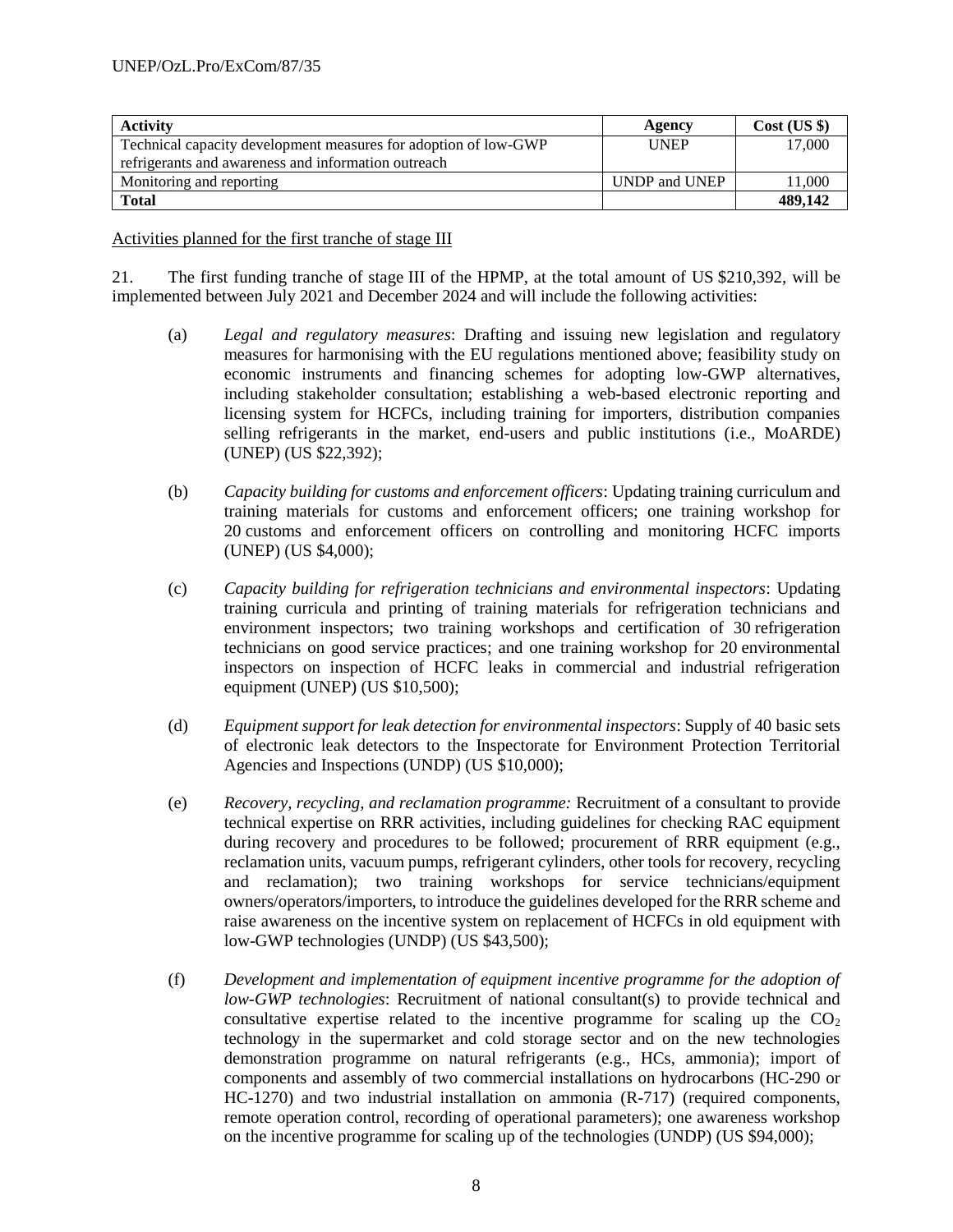| Activity | Agency | Cost (US $) |
|---|---|---|
| Technical capacity development measures for adoption of low-GWP refrigerants and awareness and information outreach | UNEP | 17,000 |
| Monitoring and reporting | UNDP and UNEP | 11,000 |
| **Total** | | **489,142** |

Activities planned for the first tranche of stage III

21. The first funding tranche of stage III of the HPMP, at the total amount of US $210,392, will be implemented between July 2021 and December 2024 and will include the following activities:

(a) *Legal and regulatory measures*: Drafting and issuing new legislation and regulatory measures for harmonising with the EU regulations mentioned above; feasibility study on economic instruments and financing schemes for adopting low-GWP alternatives, including stakeholder consultation; establishing a web-based electronic reporting and licensing system for HCFCs, including training for importers, distribution companies selling refrigerants in the market, end-users and public institutions (i.e., MoARDE) (UNEP) (US $22,392);

(b) *Capacity building for customs and enforcement officers*: Updating training curriculum and training materials for customs and enforcement officers; one training workshop for 20 customs and enforcement officers on controlling and monitoring HCFC imports (UNEP) (US $4,000);

(c) *Capacity building for refrigeration technicians and environmental inspectors*: Updating training curricula and printing of training materials for refrigeration technicians and environment inspectors; two training workshops and certification of 30 refrigeration technicians on good service practices; and one training workshop for 20 environmental inspectors on inspection of HCFC leaks in commercial and industrial refrigeration equipment (UNEP) (US $10,500);

(d) *Equipment support for leak detection for environmental inspectors*: Supply of 40 basic sets of electronic leak detectors to the Inspectorate for Environment Protection Territorial Agencies and Inspections (UNDP) (US $10,000);

(e) *Recovery, recycling, and reclamation programme:* Recruitment of a consultant to provide technical expertise on RRR activities, including guidelines for checking RAC equipment during recovery and procedures to be followed; procurement of RRR equipment (e.g., reclamation units, vacuum pumps, refrigerant cylinders, other tools for recovery, recycling and reclamation); two training workshops for service technicians/equipment owners/operators/importers, to introduce the guidelines developed for the RRR scheme and raise awareness on the incentive system on replacement of HCFCs in old equipment with low-GWP technologies (UNDP) (US $43,500);

(f) *Development and implementation of equipment incentive programme for the adoption of low-GWP technologies*: Recruitment of national consultant(s) to provide technical and consultative expertise related to the incentive programme for scaling up the $CO_2$ technology in the supermarket and cold storage sector and on the new technologies demonstration programme on natural refrigerants (e.g., HCs, ammonia); import of components and assembly of two commercial installations on hydrocarbons (HC-290 or HC-1270) and two industrial installation on ammonia (R-717) (required components, remote operation control, recording of operational parameters); one awareness workshop on the incentive programme for scaling up of the technologies (UNDP) (US $94,000);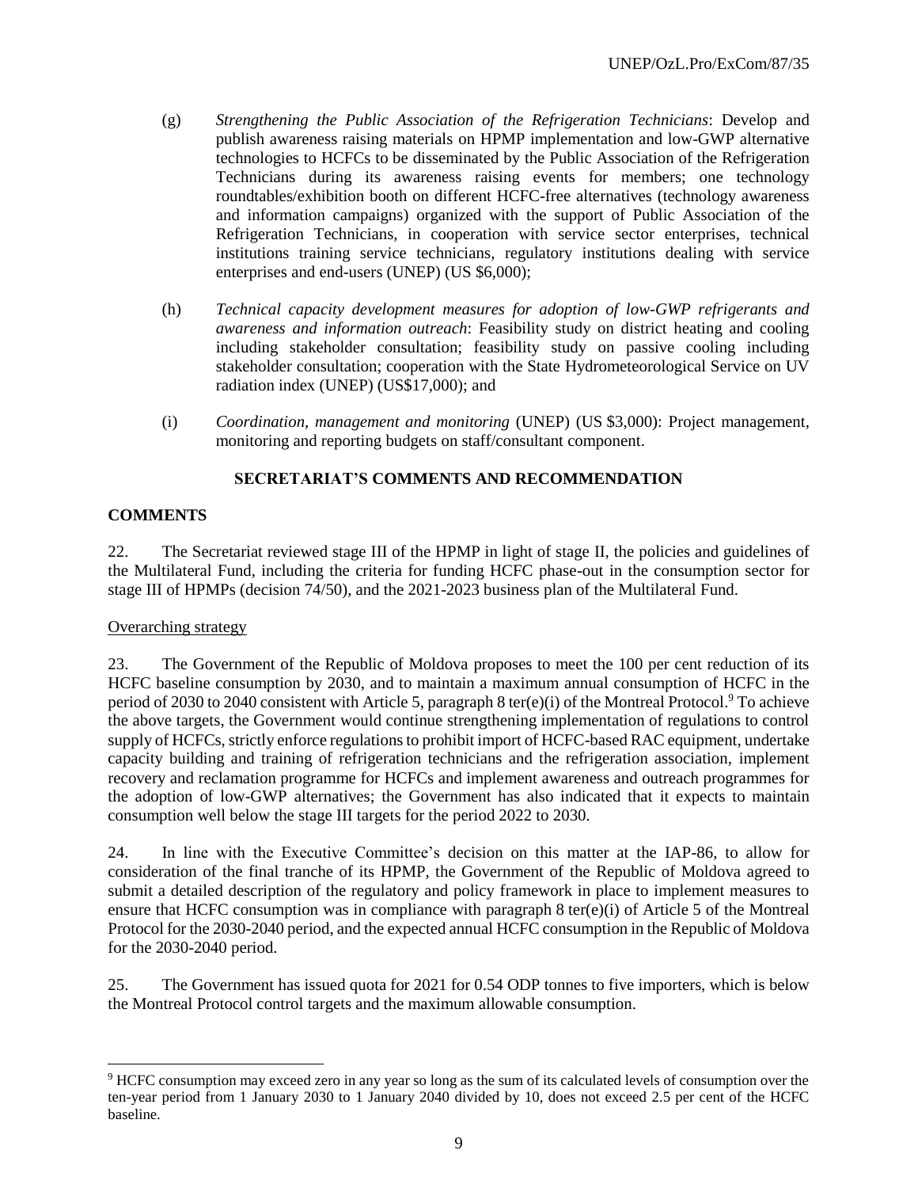(g) *Strengthening the Public Association of the Refrigeration Technicians*: Develop and publish awareness raising materials on HPMP implementation and low-GWP alternative technologies to HCFCs to be disseminated by the Public Association of the Refrigeration Technicians during its awareness raising events for members; one technology roundtables/exhibition booth on different HCFC-free alternatives (technology awareness and information campaigns) organized with the support of Public Association of the Refrigeration Technicians, in cooperation with service sector enterprises, technical institutions training service technicians, regulatory institutions dealing with service enterprises and end-users (UNEP) (US $6,000);

(h) *Technical capacity development measures for adoption of low-GWP refrigerants and awareness and information outreach*: Feasibility study on district heating and cooling including stakeholder consultation; feasibility study on passive cooling including stakeholder consultation; cooperation with the State Hydrometeorological Service on UV radiation index (UNEP) (US$17,000); and

(i) *Coordination, management and monitoring* (UNEP) (US $3,000): Project management, monitoring and reporting budgets on staff/consultant component.

## SECRETARIAT'S COMMENTS AND RECOMMENDATION

### COMMENTS

22. The Secretariat reviewed stage III of the HPMP in light of stage II, the policies and guidelines of the Multilateral Fund, including the criteria for funding HCFC phase-out in the consumption sector for stage III of HPMPs (decision 74/50), and the 2021-2023 business plan of the Multilateral Fund.

Overarching strategy

23. The Government of the Republic of Moldova proposes to meet the 100 per cent reduction of its HCFC baseline consumption by 2030, and to maintain a maximum annual consumption of HCFC in the period of 2030 to 2040 consistent with Article 5, paragraph 8 ter(e)(i) of the Montreal Protocol.[9] To achieve the above targets, the Government would continue strengthening implementation of regulations to control supply of HCFCs, strictly enforce regulations to prohibit import of HCFC-based RAC equipment, undertake capacity building and training of refrigeration technicians and the refrigeration association, implement recovery and reclamation programme for HCFCs and implement awareness and outreach programmes for the adoption of low-GWP alternatives; the Government has also indicated that it expects to maintain consumption well below the stage III targets for the period 2022 to 2030.

24. In line with the Executive Committee's decision on this matter at the IAP-86, to allow for consideration of the final tranche of its HPMP, the Government of the Republic of Moldova agreed to submit a detailed description of the regulatory and policy framework in place to implement measures to ensure that HCFC consumption was in compliance with paragraph 8 ter(e)(i) of Article 5 of the Montreal Protocol for the 2030-2040 period, and the expected annual HCFC consumption in the Republic of Moldova for the 2030-2040 period.

25. The Government has issued quota for 2021 for 0.54 ODP tonnes to five importers, which is below the Montreal Protocol control targets and the maximum allowable consumption.

[9] HCFC consumption may exceed zero in any year so long as the sum of its calculated levels of consumption over the ten-year period from 1 January 2030 to 1 January 2040 divided by 10, does not exceed 2.5 per cent of the HCFC baseline.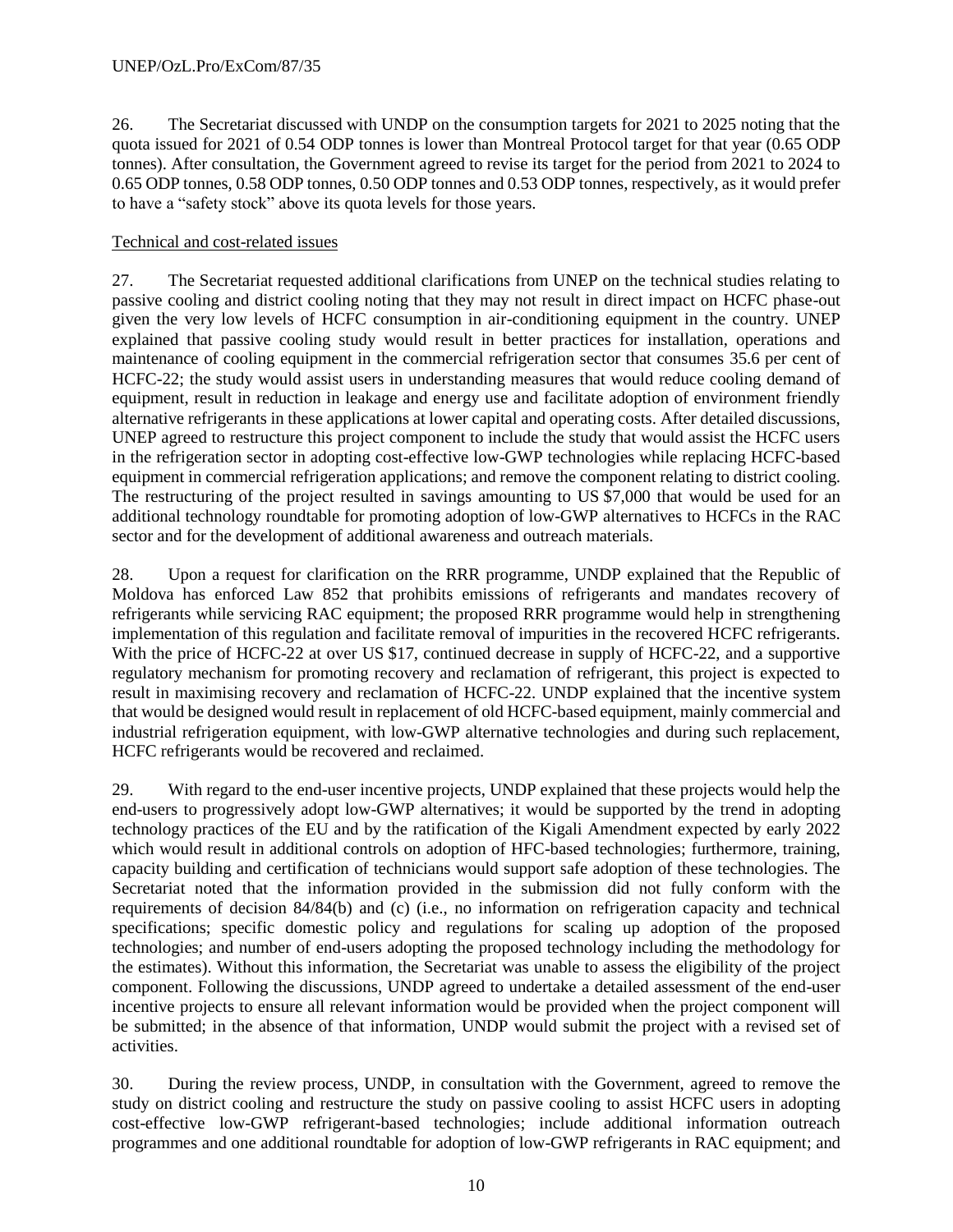26. The Secretariat discussed with UNDP on the consumption targets for 2021 to 2025 noting that the quota issued for 2021 of 0.54 ODP tonnes is lower than Montreal Protocol target for that year (0.65 ODP tonnes). After consultation, the Government agreed to revise its target for the period from 2021 to 2024 to 0.65 ODP tonnes, 0.58 ODP tonnes, 0.50 ODP tonnes and 0.53 ODP tonnes, respectively, as it would prefer to have a "safety stock" above its quota levels for those years.

Technical and cost-related issues

27. The Secretariat requested additional clarifications from UNEP on the technical studies relating to passive cooling and district cooling noting that they may not result in direct impact on HCFC phase-out given the very low levels of HCFC consumption in air-conditioning equipment in the country. UNEP explained that passive cooling study would result in better practices for installation, operations and maintenance of cooling equipment in the commercial refrigeration sector that consumes 35.6 per cent of HCFC-22; the study would assist users in understanding measures that would reduce cooling demand of equipment, result in reduction in leakage and energy use and facilitate adoption of environment friendly alternative refrigerants in these applications at lower capital and operating costs. After detailed discussions, UNEP agreed to restructure this project component to include the study that would assist the HCFC users in the refrigeration sector in adopting cost-effective low-GWP technologies while replacing HCFC-based equipment in commercial refrigeration applications; and remove the component relating to district cooling. The restructuring of the project resulted in savings amounting to US $7,000 that would be used for an additional technology roundtable for promoting adoption of low-GWP alternatives to HCFCs in the RAC sector and for the development of additional awareness and outreach materials.

28. Upon a request for clarification on the RRR programme, UNDP explained that the Republic of Moldova has enforced Law 852 that prohibits emissions of refrigerants and mandates recovery of refrigerants while servicing RAC equipment; the proposed RRR programme would help in strengthening implementation of this regulation and facilitate removal of impurities in the recovered HCFC refrigerants. With the price of HCFC-22 at over US $17, continued decrease in supply of HCFC-22, and a supportive regulatory mechanism for promoting recovery and reclamation of refrigerant, this project is expected to result in maximising recovery and reclamation of HCFC-22. UNDP explained that the incentive system that would be designed would result in replacement of old HCFC-based equipment, mainly commercial and industrial refrigeration equipment, with low-GWP alternative technologies and during such replacement, HCFC refrigerants would be recovered and reclaimed.

29. With regard to the end-user incentive projects, UNDP explained that these projects would help the end-users to progressively adopt low-GWP alternatives; it would be supported by the trend in adopting technology practices of the EU and by the ratification of the Kigali Amendment expected by early 2022 which would result in additional controls on adoption of HFC-based technologies; furthermore, training, capacity building and certification of technicians would support safe adoption of these technologies. The Secretariat noted that the information provided in the submission did not fully conform with the requirements of decision 84/84(b) and (c) (i.e., no information on refrigeration capacity and technical specifications; specific domestic policy and regulations for scaling up adoption of the proposed technologies; and number of end-users adopting the proposed technology including the methodology for the estimates). Without this information, the Secretariat was unable to assess the eligibility of the project component. Following the discussions, UNDP agreed to undertake a detailed assessment of the end-user incentive projects to ensure all relevant information would be provided when the project component will be submitted; in the absence of that information, UNDP would submit the project with a revised set of activities.

30. During the review process, UNDP, in consultation with the Government, agreed to remove the study on district cooling and restructure the study on passive cooling to assist HCFC users in adopting cost-effective low-GWP refrigerant-based technologies; include additional information outreach programmes and one additional roundtable for adoption of low-GWP refrigerants in RAC equipment; and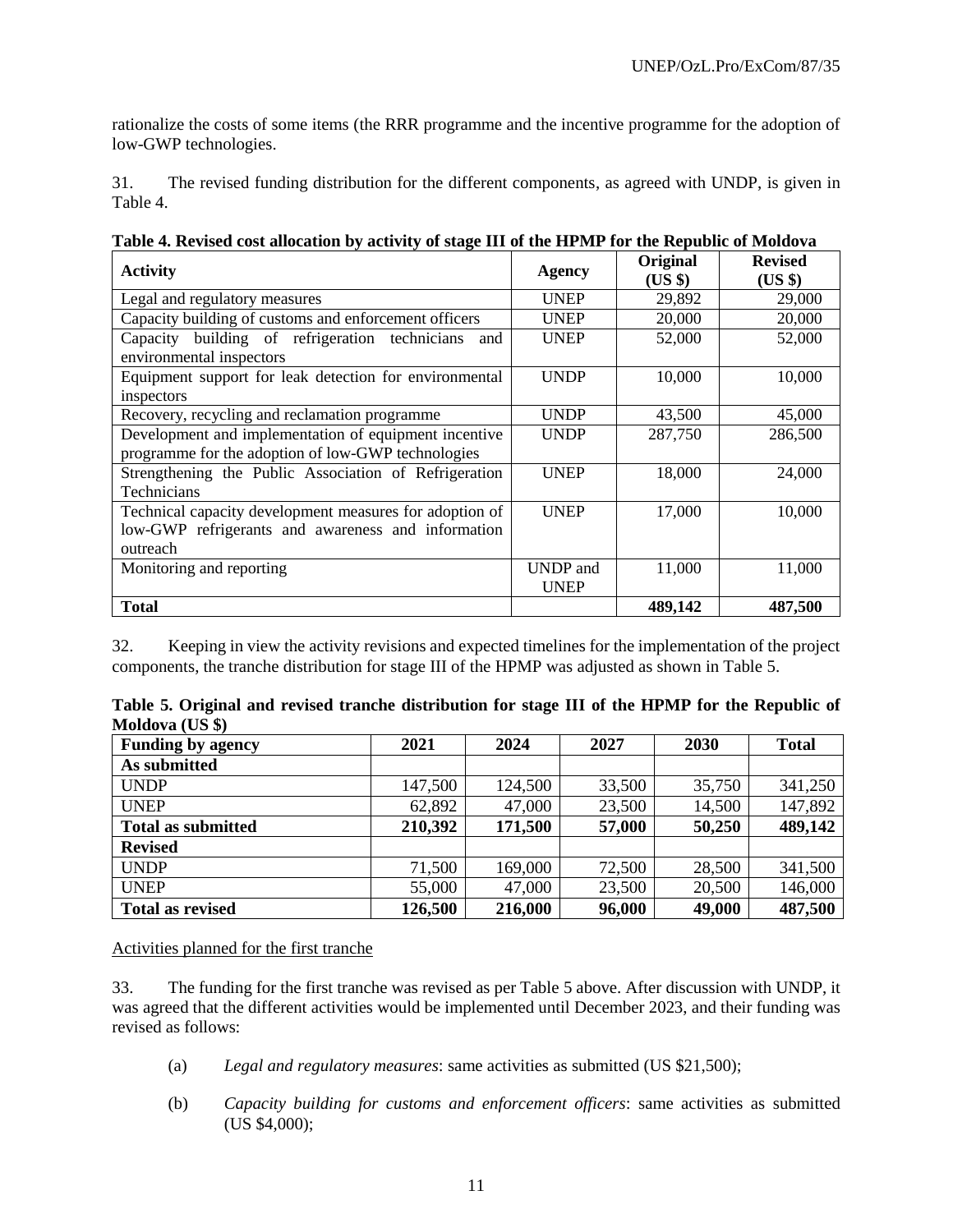rationalize the costs of some items (the RRR programme and the incentive programme for the adoption of low-GWP technologies.

31. The revised funding distribution for the different components, as agreed with UNDP, is given in Table 4.

**Table 4. Revised cost allocation by activity of stage III of the HPMP for the Republic of Moldova**

| Activity | Agency | Original (US $) | Revised (US $) |
|---|---|---|---|
| Legal and regulatory measures | UNEP | 29,892 | 29,000 |
| Capacity building of customs and enforcement officers | UNEP | 20,000 | 20,000 |
| Capacity building of refrigeration technicians and environmental inspectors | UNEP | 52,000 | 52,000 |
| Equipment support for leak detection for environmental inspectors | UNDP | 10,000 | 10,000 |
| Recovery, recycling and reclamation programme | UNDP | 43,500 | 45,000 |
| Development and implementation of equipment incentive programme for the adoption of low-GWP technologies | UNDP | 287,750 | 286,500 |
| Strengthening the Public Association of Refrigeration Technicians | UNEP | 18,000 | 24,000 |
| Technical capacity development measures for adoption of low-GWP refrigerants and awareness and information outreach | UNEP | 17,000 | 10,000 |
| Monitoring and reporting | UNDP and UNEP | 11,000 | 11,000 |
| **Total** | | **489,142** | **487,500** |

32. Keeping in view the activity revisions and expected timelines for the implementation of the project components, the tranche distribution for stage III of the HPMP was adjusted as shown in Table 5.

**Table 5. Original and revised tranche distribution for stage III of the HPMP for the Republic of Moldova (US $)**

| Funding by agency | 2021 | 2024 | 2027 | 2030 | Total |
|---|---|---|---|---|---|
| **As submitted** | | | | | |
| UNDP | 147,500 | 124,500 | 33,500 | 35,750 | 341,250 |
| UNEP | 62,892 | 47,000 | 23,500 | 14,500 | 147,892 |
| **Total as submitted** | **210,392** | **171,500** | **57,000** | **50,250** | **489,142** |
| **Revised** | | | | | |
| UNDP | 71,500 | 169,000 | 72,500 | 28,500 | 341,500 |
| UNEP | 55,000 | 47,000 | 23,500 | 20,500 | 146,000 |
| **Total as revised** | **126,500** | **216,000** | **96,000** | **49,000** | **487,500** |

Activities planned for the first tranche

33. The funding for the first tranche was revised as per Table 5 above. After discussion with UNDP, it was agreed that the different activities would be implemented until December 2023, and their funding was revised as follows:

(a) *Legal and regulatory measures*: same activities as submitted (US $21,500);

(b) *Capacity building for customs and enforcement officers*: same activities as submitted (US $4,000);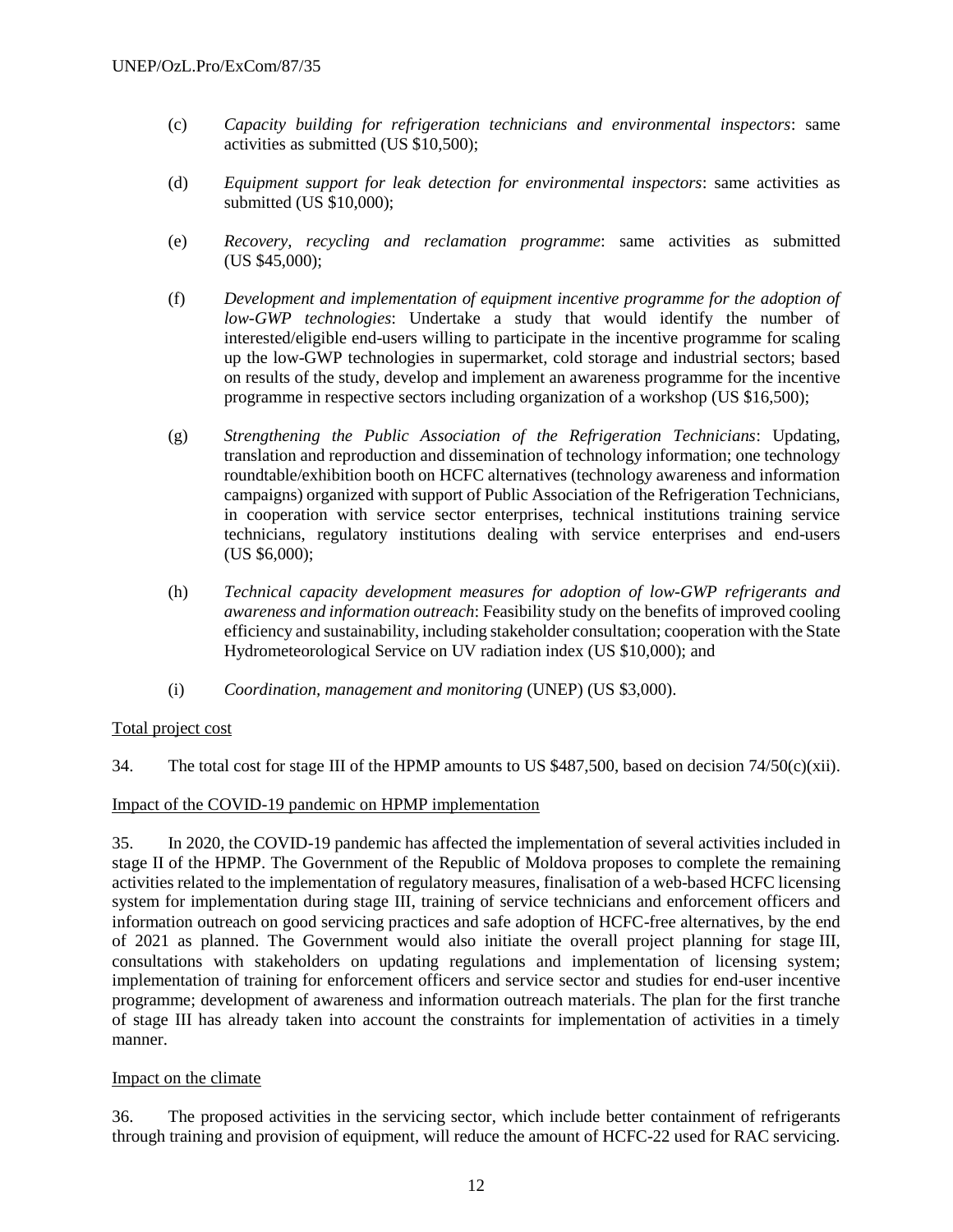(c) *Capacity building for refrigeration technicians and environmental inspectors*: same activities as submitted (US $10,500);

(d) *Equipment support for leak detection for environmental inspectors*: same activities as submitted (US $10,000);

(e) *Recovery, recycling and reclamation programme*: same activities as submitted (US $45,000);

(f) *Development and implementation of equipment incentive programme for the adoption of low-GWP technologies*: Undertake a study that would identify the number of interested/eligible end-users willing to participate in the incentive programme for scaling up the low-GWP technologies in supermarket, cold storage and industrial sectors; based on results of the study, develop and implement an awareness programme for the incentive programme in respective sectors including organization of a workshop (US $16,500);

(g) *Strengthening the Public Association of the Refrigeration Technicians*: Updating, translation and reproduction and dissemination of technology information; one technology roundtable/exhibition booth on HCFC alternatives (technology awareness and information campaigns) organized with support of Public Association of the Refrigeration Technicians, in cooperation with service sector enterprises, technical institutions training service technicians, regulatory institutions dealing with service enterprises and end-users (US $6,000);

(h) *Technical capacity development measures for adoption of low-GWP refrigerants and awareness and information outreach*: Feasibility study on the benefits of improved cooling efficiency and sustainability, including stakeholder consultation; cooperation with the State Hydrometeorological Service on UV radiation index (US $10,000); and

(i) *Coordination, management and monitoring* (UNEP) (US $3,000).

Total project cost

34. The total cost for stage III of the HPMP amounts to US $487,500, based on decision 74/50(c)(xii).

Impact of the COVID-19 pandemic on HPMP implementation

35. In 2020, the COVID-19 pandemic has affected the implementation of several activities included in stage II of the HPMP. The Government of the Republic of Moldova proposes to complete the remaining activities related to the implementation of regulatory measures, finalisation of a web-based HCFC licensing system for implementation during stage III, training of service technicians and enforcement officers and information outreach on good servicing practices and safe adoption of HCFC-free alternatives, by the end of 2021 as planned. The Government would also initiate the overall project planning for stage III, consultations with stakeholders on updating regulations and implementation of licensing system; implementation of training for enforcement officers and service sector and studies for end-user incentive programme; development of awareness and information outreach materials. The plan for the first tranche of stage III has already taken into account the constraints for implementation of activities in a timely manner.

Impact on the climate

36. The proposed activities in the servicing sector, which include better containment of refrigerants through training and provision of equipment, will reduce the amount of HCFC-22 used for RAC servicing.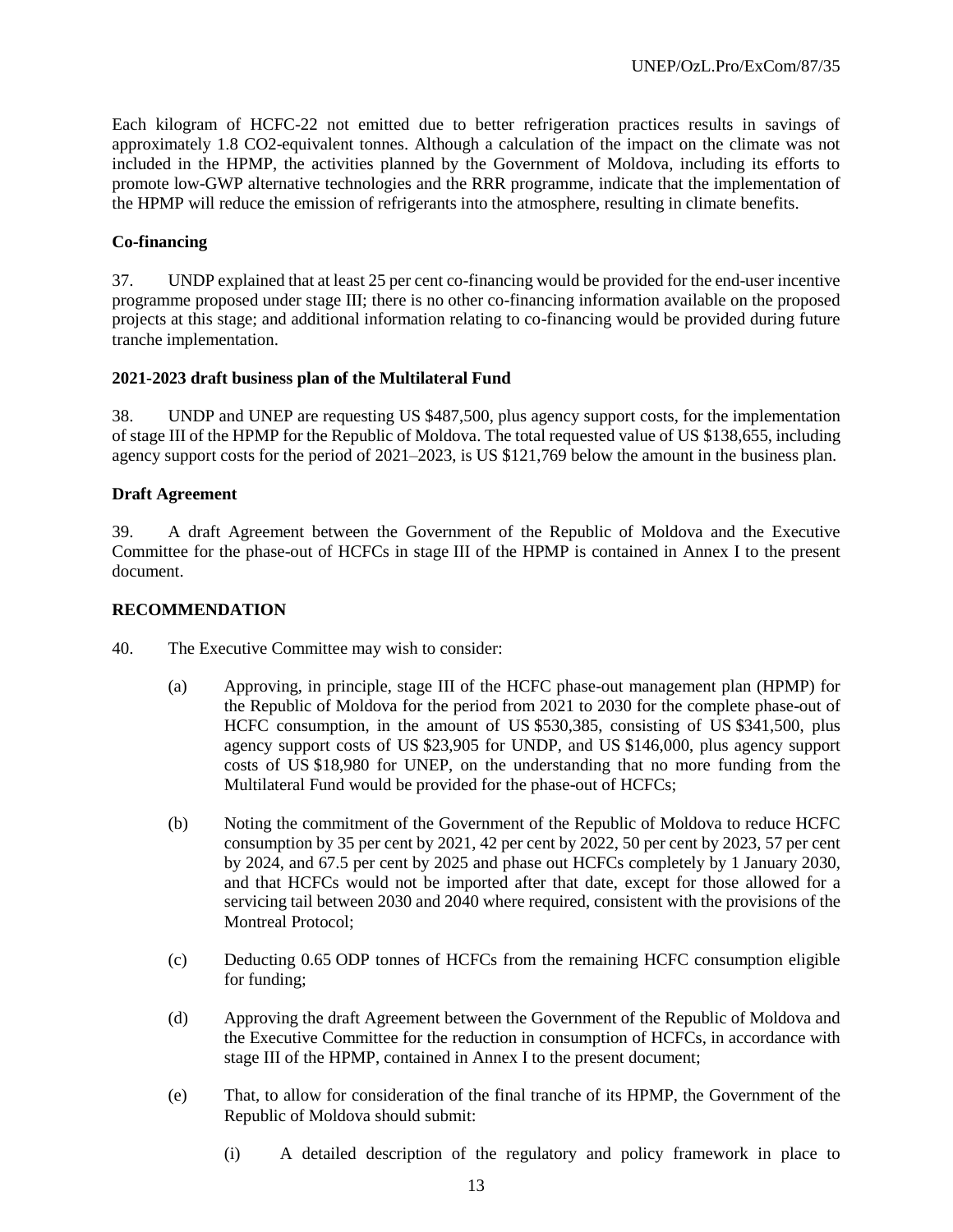Each kilogram of HCFC-22 not emitted due to better refrigeration practices results in savings of approximately 1.8 $CO_2$-equivalent tonnes. Although a calculation of the impact on the climate was not included in the HPMP, the activities planned by the Government of Moldova, including its efforts to promote low-GWP alternative technologies and the RRR programme, indicate that the implementation of the HPMP will reduce the emission of refrigerants into the atmosphere, resulting in climate benefits.

**Co-financing**

37. UNDP explained that at least 25 per cent co-financing would be provided for the end-user incentive programme proposed under stage III; there is no other co-financing information available on the proposed projects at this stage; and additional information relating to co-financing would be provided during future tranche implementation.

**2021-2023 draft business plan of the Multilateral Fund**

38. UNDP and UNEP are requesting US \$487,500, plus agency support costs, for the implementation of stage III of the HPMP for the Republic of Moldova. The total requested value of US \$138,655, including agency support costs for the period of 2021–2023, is US \$121,769 below the amount in the business plan.

**Draft Agreement**

39. A draft Agreement between the Government of the Republic of Moldova and the Executive Committee for the phase-out of HCFCs in stage III of the HPMP is contained in Annex I to the present document.

**RECOMMENDATION**

40. The Executive Committee may wish to consider:

(a) Approving, in principle, stage III of the HCFC phase-out management plan (HPMP) for the Republic of Moldova for the period from 2021 to 2030 for the complete phase-out of HCFC consumption, in the amount of US \$530,385, consisting of US \$341,500, plus agency support costs of US \$23,905 for UNDP, and US \$146,000, plus agency support costs of US \$18,980 for UNEP, on the understanding that no more funding from the Multilateral Fund would be provided for the phase-out of HCFCs;

(b) Noting the commitment of the Government of the Republic of Moldova to reduce HCFC consumption by 35 per cent by 2021, 42 per cent by 2022, 50 per cent by 2023, 57 per cent by 2024, and 67.5 per cent by 2025 and phase out HCFCs completely by 1 January 2030, and that HCFCs would not be imported after that date, except for those allowed for a servicing tail between 2030 and 2040 where required, consistent with the provisions of the Montreal Protocol;

(c) Deducting 0.65 ODP tonnes of HCFCs from the remaining HCFC consumption eligible for funding;

(d) Approving the draft Agreement between the Government of the Republic of Moldova and the Executive Committee for the reduction in consumption of HCFCs, in accordance with stage III of the HPMP, contained in Annex I to the present document;

(e) That, to allow for consideration of the final tranche of its HPMP, the Government of the Republic of Moldova should submit:

(i) A detailed description of the regulatory and policy framework in place to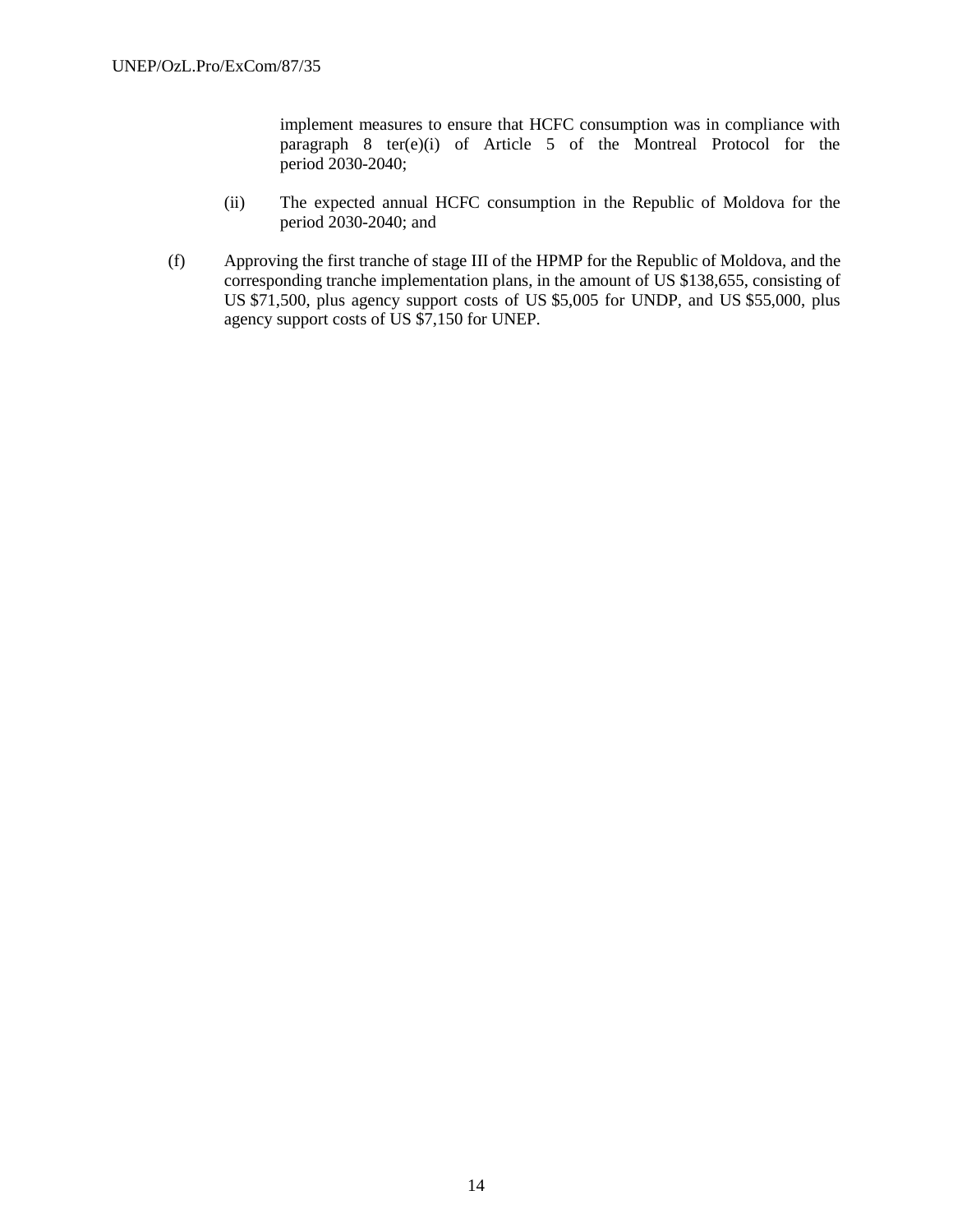implement measures to ensure that HCFC consumption was in compliance with paragraph 8 ter(e)(i) of Article 5 of the Montreal Protocol for the period 2030-2040;

(ii) The expected annual HCFC consumption in the Republic of Moldova for the period 2030-2040; and

(f) Approving the first tranche of stage III of the HPMP for the Republic of Moldova, and the corresponding tranche implementation plans, in the amount of US $138,655, consisting of US $71,500, plus agency support costs of US $5,005 for UNDP, and US $55,000, plus agency support costs of US $7,150 for UNEP.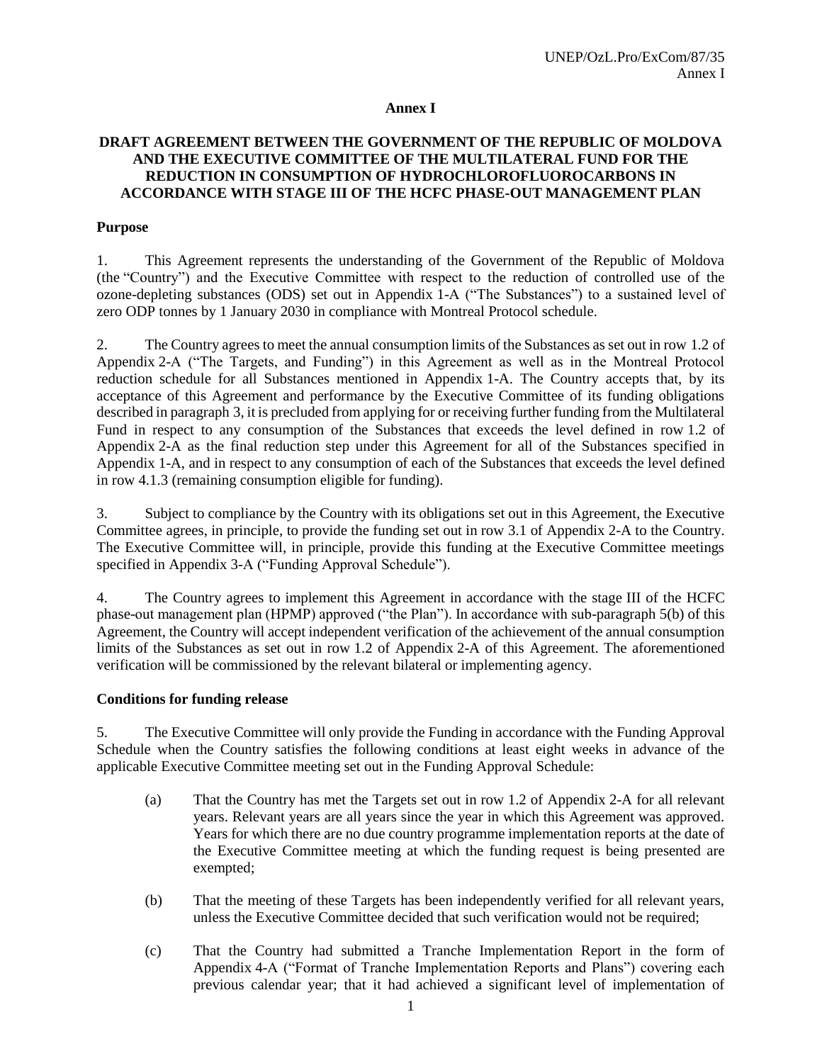# Annex I

## DRAFT AGREEMENT BETWEEN THE GOVERNMENT OF THE REPUBLIC OF MOLDOVA AND THE EXECUTIVE COMMITTEE OF THE MULTILATERAL FUND FOR THE REDUCTION IN CONSUMPTION OF HYDROCHLOROFLUOROCARBONS IN ACCORDANCE WITH STAGE III OF THE HCFC PHASE-OUT MANAGEMENT PLAN

### Purpose

1. This Agreement represents the understanding of the Government of the Republic of Moldova (the "Country") and the Executive Committee with respect to the reduction of controlled use of the ozone-depleting substances (ODS) set out in Appendix 1-A ("The Substances") to a sustained level of zero ODP tonnes by 1 January 2030 in compliance with Montreal Protocol schedule.

2. The Country agrees to meet the annual consumption limits of the Substances as set out in row 1.2 of Appendix 2-A ("The Targets, and Funding") in this Agreement as well as in the Montreal Protocol reduction schedule for all Substances mentioned in Appendix 1-A. The Country accepts that, by its acceptance of this Agreement and performance by the Executive Committee of its funding obligations described in paragraph 3, it is precluded from applying for or receiving further funding from the Multilateral Fund in respect to any consumption of the Substances that exceeds the level defined in row 1.2 of Appendix 2-A as the final reduction step under this Agreement for all of the Substances specified in Appendix 1-A, and in respect to any consumption of each of the Substances that exceeds the level defined in row 4.1.3 (remaining consumption eligible for funding).

3. Subject to compliance by the Country with its obligations set out in this Agreement, the Executive Committee agrees, in principle, to provide the funding set out in row 3.1 of Appendix 2-A to the Country. The Executive Committee will, in principle, provide this funding at the Executive Committee meetings specified in Appendix 3-A ("Funding Approval Schedule").

4. The Country agrees to implement this Agreement in accordance with the stage III of the HCFC phase-out management plan (HPMP) approved ("the Plan"). In accordance with sub-paragraph 5(b) of this Agreement, the Country will accept independent verification of the achievement of the annual consumption limits of the Substances as set out in row 1.2 of Appendix 2-A of this Agreement. The aforementioned verification will be commissioned by the relevant bilateral or implementing agency.

### Conditions for funding release

5. The Executive Committee will only provide the Funding in accordance with the Funding Approval Schedule when the Country satisfies the following conditions at least eight weeks in advance of the applicable Executive Committee meeting set out in the Funding Approval Schedule:

   (a) That the Country has met the Targets set out in row 1.2 of Appendix 2-A for all relevant years. Relevant years are all years since the year in which this Agreement was approved. Years for which there are no due country programme implementation reports at the date of the Executive Committee meeting at which the funding request is being presented are exempted;

   (b) That the meeting of these Targets has been independently verified for all relevant years, unless the Executive Committee decided that such verification would not be required;

   (c) That the Country had submitted a Tranche Implementation Report in the form of Appendix 4-A ("Format of Tranche Implementation Reports and Plans") covering each previous calendar year; that it had achieved a significant level of implementation of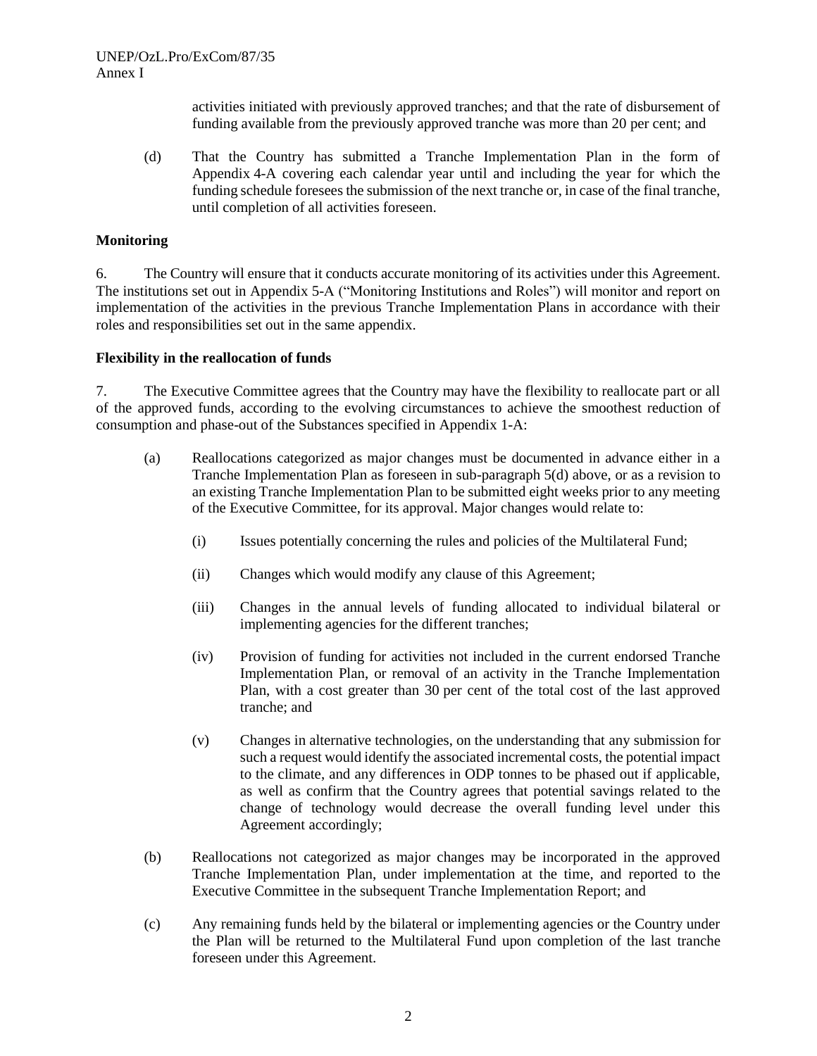activities initiated with previously approved tranches; and that the rate of disbursement of funding available from the previously approved tranche was more than 20 per cent; and

(d) That the Country has submitted a Tranche Implementation Plan in the form of Appendix 4-A covering each calendar year until and including the year for which the funding schedule foresees the submission of the next tranche or, in case of the final tranche, until completion of all activities foreseen.

**Monitoring**

6. The Country will ensure that it conducts accurate monitoring of its activities under this Agreement. The institutions set out in Appendix 5-A ("Monitoring Institutions and Roles") will monitor and report on implementation of the activities in the previous Tranche Implementation Plans in accordance with their roles and responsibilities set out in the same appendix.

**Flexibility in the reallocation of funds**

7. The Executive Committee agrees that the Country may have the flexibility to reallocate part or all of the approved funds, according to the evolving circumstances to achieve the smoothest reduction of consumption and phase-out of the Substances specified in Appendix 1-A:

(a) Reallocations categorized as major changes must be documented in advance either in a Tranche Implementation Plan as foreseen in sub-paragraph 5(d) above, or as a revision to an existing Tranche Implementation Plan to be submitted eight weeks prior to any meeting of the Executive Committee, for its approval. Major changes would relate to:

   (i) Issues potentially concerning the rules and policies of the Multilateral Fund;

   (ii) Changes which would modify any clause of this Agreement;

   (iii) Changes in the annual levels of funding allocated to individual bilateral or implementing agencies for the different tranches;

   (iv) Provision of funding for activities not included in the current endorsed Tranche Implementation Plan, or removal of an activity in the Tranche Implementation Plan, with a cost greater than 30 per cent of the total cost of the last approved tranche; and

   (v) Changes in alternative technologies, on the understanding that any submission for such a request would identify the associated incremental costs, the potential impact to the climate, and any differences in ODP tonnes to be phased out if applicable, as well as confirm that the Country agrees that potential savings related to the change of technology would decrease the overall funding level under this Agreement accordingly;

(b) Reallocations not categorized as major changes may be incorporated in the approved Tranche Implementation Plan, under implementation at the time, and reported to the Executive Committee in the subsequent Tranche Implementation Report; and

(c) Any remaining funds held by the bilateral or implementing agencies or the Country under the Plan will be returned to the Multilateral Fund upon completion of the last tranche foreseen under this Agreement.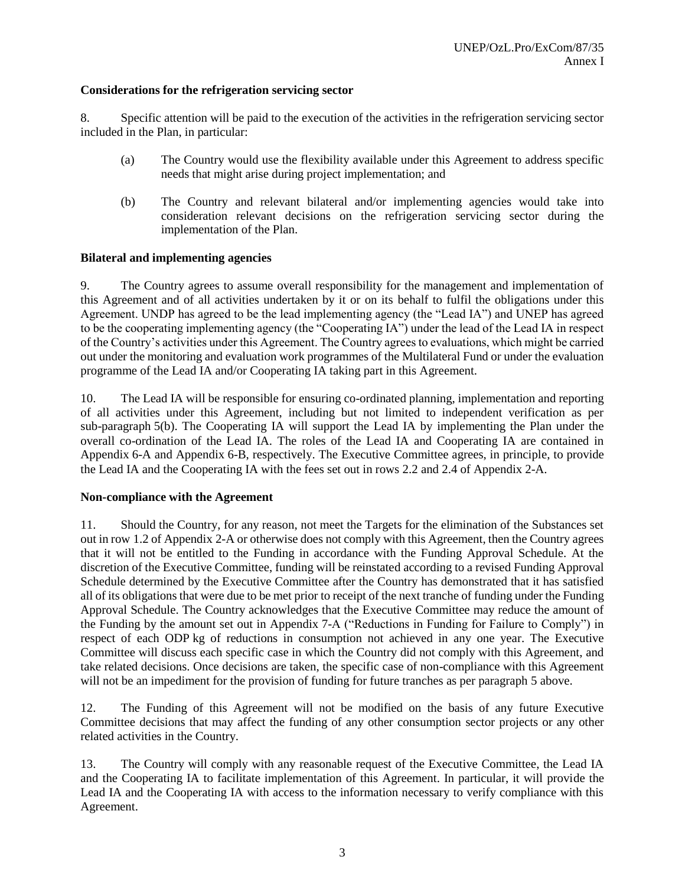**Considerations for the refrigeration servicing sector**

8. Specific attention will be paid to the execution of the activities in the refrigeration servicing sector included in the Plan, in particular:

(a) The Country would use the flexibility available under this Agreement to address specific needs that might arise during project implementation; and

(b) The Country and relevant bilateral and/or implementing agencies would take into consideration relevant decisions on the refrigeration servicing sector during the implementation of the Plan.

**Bilateral and implementing agencies**

9. The Country agrees to assume overall responsibility for the management and implementation of this Agreement and of all activities undertaken by it or on its behalf to fulfil the obligations under this Agreement. UNDP has agreed to be the lead implementing agency (the "Lead IA") and UNEP has agreed to be the cooperating implementing agency (the "Cooperating IA") under the lead of the Lead IA in respect of the Country's activities under this Agreement. The Country agrees to evaluations, which might be carried out under the monitoring and evaluation work programmes of the Multilateral Fund or under the evaluation programme of the Lead IA and/or Cooperating IA taking part in this Agreement.

10. The Lead IA will be responsible for ensuring co-ordinated planning, implementation and reporting of all activities under this Agreement, including but not limited to independent verification as per sub-paragraph 5(b). The Cooperating IA will support the Lead IA by implementing the Plan under the overall co-ordination of the Lead IA. The roles of the Lead IA and Cooperating IA are contained in Appendix 6-A and Appendix 6-B, respectively. The Executive Committee agrees, in principle, to provide the Lead IA and the Cooperating IA with the fees set out in rows 2.2 and 2.4 of Appendix 2-A.

**Non-compliance with the Agreement**

11. Should the Country, for any reason, not meet the Targets for the elimination of the Substances set out in row 1.2 of Appendix 2-A or otherwise does not comply with this Agreement, then the Country agrees that it will not be entitled to the Funding in accordance with the Funding Approval Schedule. At the discretion of the Executive Committee, funding will be reinstated according to a revised Funding Approval Schedule determined by the Executive Committee after the Country has demonstrated that it has satisfied all of its obligations that were due to be met prior to receipt of the next tranche of funding under the Funding Approval Schedule. The Country acknowledges that the Executive Committee may reduce the amount of the Funding by the amount set out in Appendix 7-A ("Reductions in Funding for Failure to Comply") in respect of each ODP kg of reductions in consumption not achieved in any one year. The Executive Committee will discuss each specific case in which the Country did not comply with this Agreement, and take related decisions. Once decisions are taken, the specific case of non-compliance with this Agreement will not be an impediment for the provision of funding for future tranches as per paragraph 5 above.

12. The Funding of this Agreement will not be modified on the basis of any future Executive Committee decisions that may affect the funding of any other consumption sector projects or any other related activities in the Country.

13. The Country will comply with any reasonable request of the Executive Committee, the Lead IA and the Cooperating IA to facilitate implementation of this Agreement. In particular, it will provide the Lead IA and the Cooperating IA with access to the information necessary to verify compliance with this Agreement.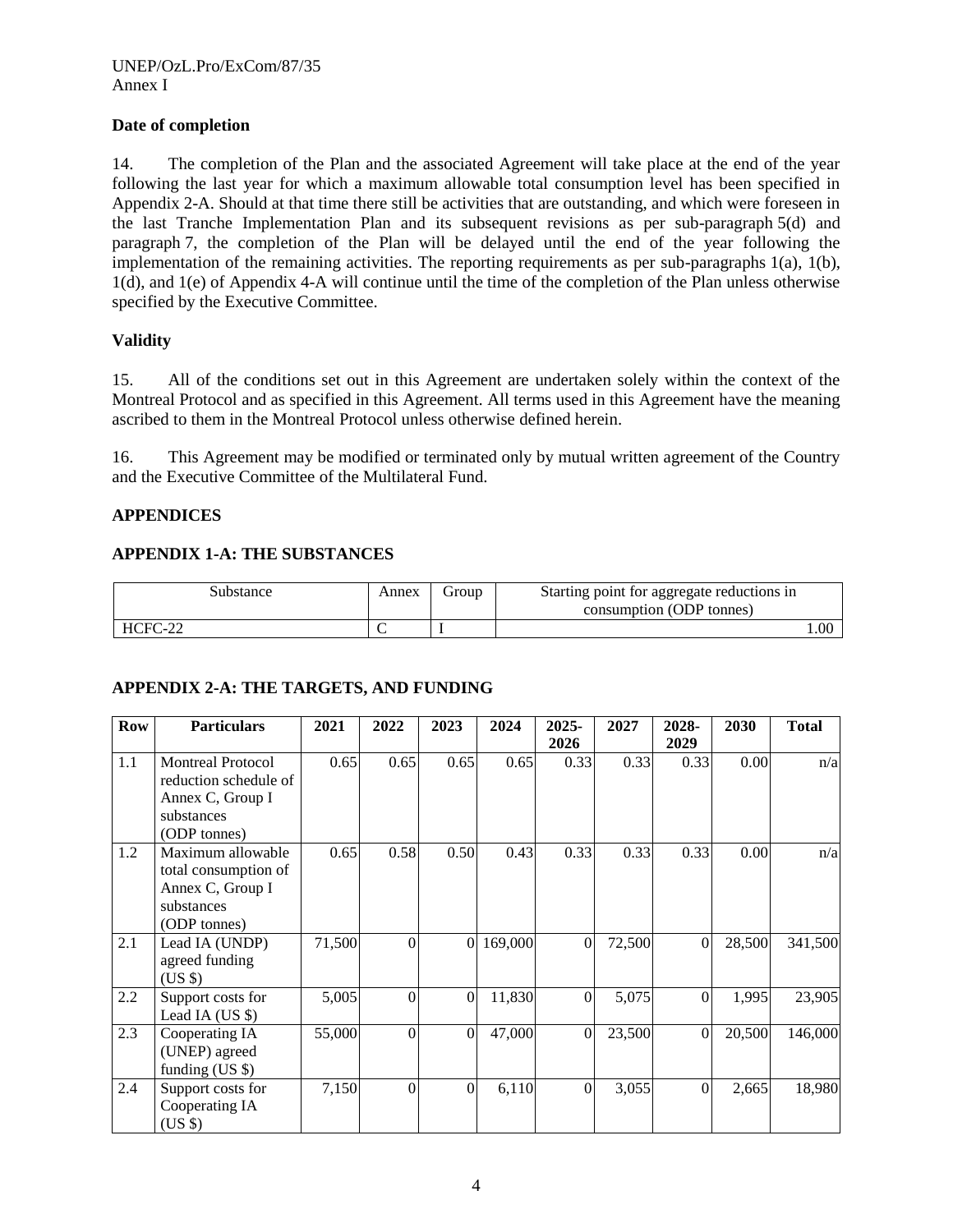**Date of completion**

14. The completion of the Plan and the associated Agreement will take place at the end of the year following the last year for which a maximum allowable total consumption level has been specified in Appendix 2-A. Should at that time there still be activities that are outstanding, and which were foreseen in the last Tranche Implementation Plan and its subsequent revisions as per sub-paragraph 5(d) and paragraph 7, the completion of the Plan will be delayed until the end of the year following the implementation of the remaining activities. The reporting requirements as per sub-paragraphs 1(a), 1(b), 1(d), and 1(e) of Appendix 4-A will continue until the time of the completion of the Plan unless otherwise specified by the Executive Committee.

**Validity**

15. All of the conditions set out in this Agreement are undertaken solely within the context of the Montreal Protocol and as specified in this Agreement. All terms used in this Agreement have the meaning ascribed to them in the Montreal Protocol unless otherwise defined herein.

16. This Agreement may be modified or terminated only by mutual written agreement of the Country and the Executive Committee of the Multilateral Fund.

**APPENDICES**

**APPENDIX 1-A: THE SUBSTANCES**

| Substance | Annex | Group | Starting point for aggregate reductions in consumption (ODP tonnes) |
|---|---|---|---|
| HCFC-22 | C | I | 1.00 |

**APPENDIX 2-A: THE TARGETS, AND FUNDING**

| Row | Particulars | 2021 | 2022 | 2023 | 2024 | 2025-2026 | 2027 | 2028-2029 | 2030 | Total |
|---|---|---|---|---|---|---|---|---|---|---|
| 1.1 | Montreal Protocol reduction schedule of Annex C, Group I substances (ODP tonnes) | 0.65 | 0.65 | 0.65 | 0.65 | 0.33 | 0.33 | 0.33 | 0.00 | n/a |
| 1.2 | Maximum allowable total consumption of Annex C, Group I substances (ODP tonnes) | 0.65 | 0.58 | 0.50 | 0.43 | 0.33 | 0.33 | 0.33 | 0.00 | n/a |
| 2.1 | Lead IA (UNDP) agreed funding (US $) | 71,500 | 0 | 0 | 169,000 | 0 | 72,500 | 0 | 28,500 | 341,500 |
| 2.2 | Support costs for Lead IA (US $) | 5,005 | 0 | 0 | 11,830 | 0 | 5,075 | 0 | 1,995 | 23,905 |
| 2.3 | Cooperating IA (UNEP) agreed funding (US $) | 55,000 | 0 | 0 | 47,000 | 0 | 23,500 | 0 | 20,500 | 146,000 |
| 2.4 | Support costs for Cooperating IA (US $) | 7,150 | 0 | 0 | 6,110 | 0 | 3,055 | 0 | 2,665 | 18,980 |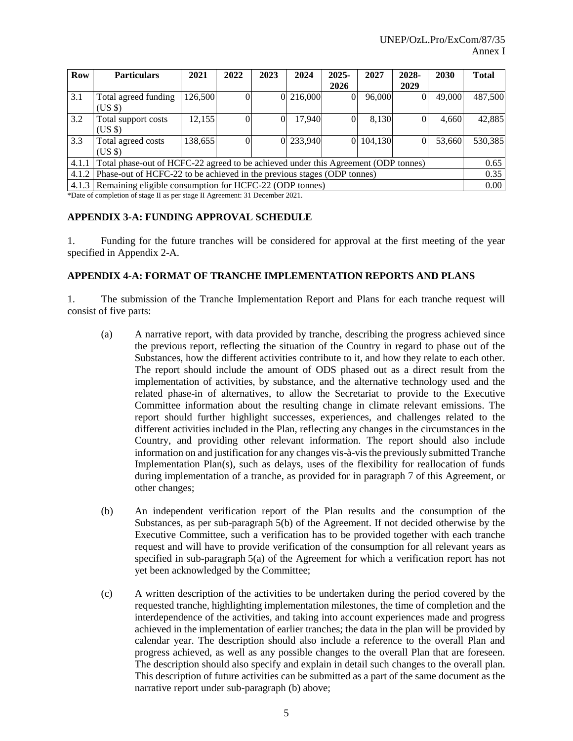| Row | Particulars | 2021 | 2022 | 2023 | 2024 | 2025-2026 | 2027 | 2028-2029 | 2030 | Total |
|---|---|---|---|---|---|---|---|---|---|---|
| 3.1 | Total agreed funding (US $) | 126,500 | 0 | 0 | 216,000 | 0 | 96,000 | 0 | 49,000 | 487,500 |
| 3.2 | Total support costs (US $) | 12,155 | 0 | 0 | 17,940 | 0 | 8,130 | 0 | 4,660 | 42,885 |
| 3.3 | Total agreed costs (US $) | 138,655 | 0 | 0 | 233,940 | 0 | 104,130 | 0 | 53,660 | 530,385 |
| 4.1.1 | Total phase-out of HCFC-22 agreed to be achieved under this Agreement (ODP tonnes) | | | | | | | | | 0.65 |
| 4.1.2 | Phase-out of HCFC-22 to be achieved in the previous stages (ODP tonnes) | | | | | | | | | 0.35 |
| 4.1.3 | Remaining eligible consumption for HCFC-22 (ODP tonnes) | | | | | | | | | 0.00 |

*Date of completion of stage II as per stage II Agreement: 31 December 2021.

## APPENDIX 3-A: FUNDING APPROVAL SCHEDULE

1. Funding for the future tranches will be considered for approval at the first meeting of the year specified in Appendix 2-A.

## APPENDIX 4-A: FORMAT OF TRANCHE IMPLEMENTATION REPORTS AND PLANS

1. The submission of the Tranche Implementation Report and Plans for each tranche request will consist of five parts:

(a) A narrative report, with data provided by tranche, describing the progress achieved since the previous report, reflecting the situation of the Country in regard to phase out of the Substances, how the different activities contribute to it, and how they relate to each other. The report should include the amount of ODS phased out as a direct result from the implementation of activities, by substance, and the alternative technology used and the related phase-in of alternatives, to allow the Secretariat to provide to the Executive Committee information about the resulting change in climate relevant emissions. The report should further highlight successes, experiences, and challenges related to the different activities included in the Plan, reflecting any changes in the circumstances in the Country, and providing other relevant information. The report should also include information on and justification for any changes vis-à-vis the previously submitted Tranche Implementation Plan(s), such as delays, uses of the flexibility for reallocation of funds during implementation of a tranche, as provided for in paragraph 7 of this Agreement, or other changes;

(b) An independent verification report of the Plan results and the consumption of the Substances, as per sub-paragraph 5(b) of the Agreement. If not decided otherwise by the Executive Committee, such a verification has to be provided together with each tranche request and will have to provide verification of the consumption for all relevant years as specified in sub-paragraph 5(a) of the Agreement for which a verification report has not yet been acknowledged by the Committee;

(c) A written description of the activities to be undertaken during the period covered by the requested tranche, highlighting implementation milestones, the time of completion and the interdependence of the activities, and taking into account experiences made and progress achieved in the implementation of earlier tranches; the data in the plan will be provided by calendar year. The description should also include a reference to the overall Plan and progress achieved, as well as any possible changes to the overall Plan that are foreseen. The description should also specify and explain in detail such changes to the overall plan. This description of future activities can be submitted as a part of the same document as the narrative report under sub-paragraph (b) above;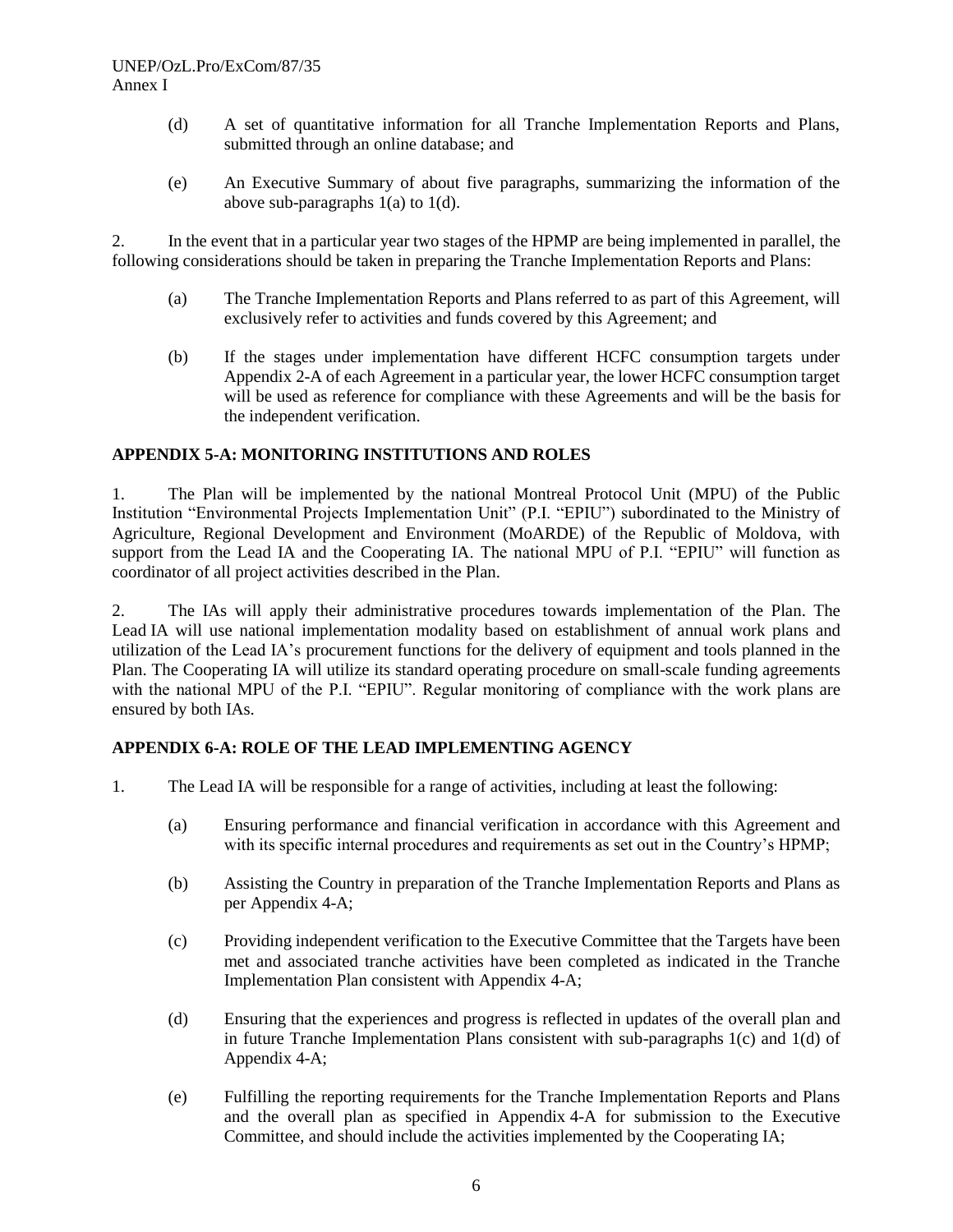(d) A set of quantitative information for all Tranche Implementation Reports and Plans, submitted through an online database; and

(e) An Executive Summary of about five paragraphs, summarizing the information of the above sub-paragraphs 1(a) to 1(d).

2. In the event that in a particular year two stages of the HPMP are being implemented in parallel, the following considerations should be taken in preparing the Tranche Implementation Reports and Plans:

(a) The Tranche Implementation Reports and Plans referred to as part of this Agreement, will exclusively refer to activities and funds covered by this Agreement; and

(b) If the stages under implementation have different HCFC consumption targets under Appendix 2-A of each Agreement in a particular year, the lower HCFC consumption target will be used as reference for compliance with these Agreements and will be the basis for the independent verification.

## APPENDIX 5-A: MONITORING INSTITUTIONS AND ROLES

1. The Plan will be implemented by the national Montreal Protocol Unit (MPU) of the Public Institution "Environmental Projects Implementation Unit" (P.I. "EPIU") subordinated to the Ministry of Agriculture, Regional Development and Environment (MoARDE) of the Republic of Moldova, with support from the Lead IA and the Cooperating IA. The national MPU of P.I. "EPIU" will function as coordinator of all project activities described in the Plan.

2. The IAs will apply their administrative procedures towards implementation of the Plan. The Lead IA will use national implementation modality based on establishment of annual work plans and utilization of the Lead IA's procurement functions for the delivery of equipment and tools planned in the Plan. The Cooperating IA will utilize its standard operating procedure on small-scale funding agreements with the national MPU of the P.I. "EPIU". Regular monitoring of compliance with the work plans are ensured by both IAs.

## APPENDIX 6-A: ROLE OF THE LEAD IMPLEMENTING AGENCY

1. The Lead IA will be responsible for a range of activities, including at least the following:

(a) Ensuring performance and financial verification in accordance with this Agreement and with its specific internal procedures and requirements as set out in the Country's HPMP;

(b) Assisting the Country in preparation of the Tranche Implementation Reports and Plans as per Appendix 4-A;

(c) Providing independent verification to the Executive Committee that the Targets have been met and associated tranche activities have been completed as indicated in the Tranche Implementation Plan consistent with Appendix 4-A;

(d) Ensuring that the experiences and progress is reflected in updates of the overall plan and in future Tranche Implementation Plans consistent with sub-paragraphs 1(c) and 1(d) of Appendix 4-A;

(e) Fulfilling the reporting requirements for the Tranche Implementation Reports and Plans and the overall plan as specified in Appendix 4-A for submission to the Executive Committee, and should include the activities implemented by the Cooperating IA;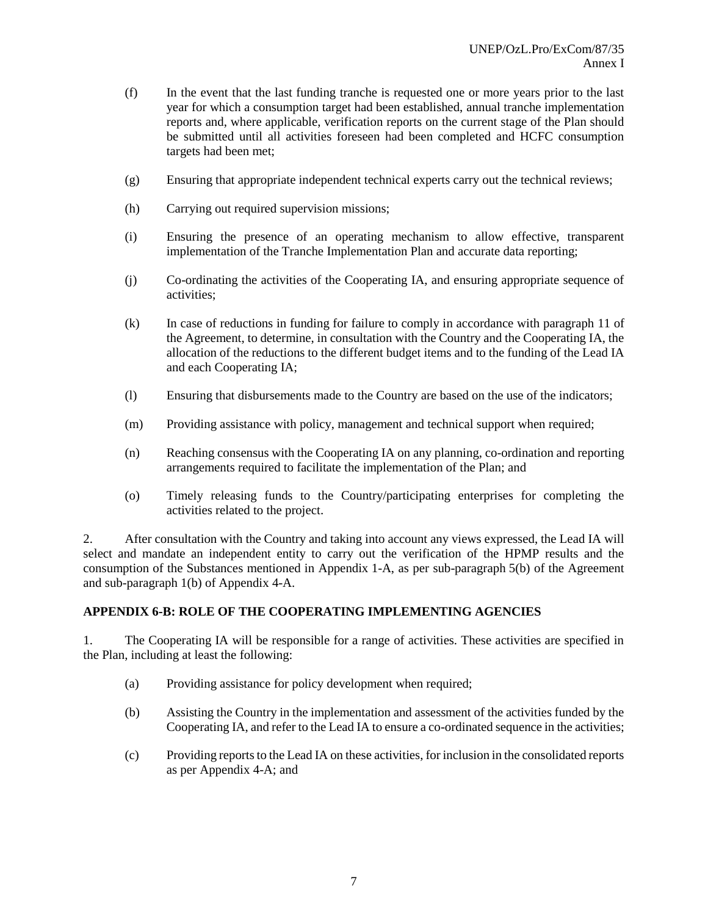(f) In the event that the last funding tranche is requested one or more years prior to the last year for which a consumption target had been established, annual tranche implementation reports and, where applicable, verification reports on the current stage of the Plan should be submitted until all activities foreseen had been completed and HCFC consumption targets had been met;

(g) Ensuring that appropriate independent technical experts carry out the technical reviews;

(h) Carrying out required supervision missions;

(i) Ensuring the presence of an operating mechanism to allow effective, transparent implementation of the Tranche Implementation Plan and accurate data reporting;

(j) Co-ordinating the activities of the Cooperating IA, and ensuring appropriate sequence of activities;

(k) In case of reductions in funding for failure to comply in accordance with paragraph 11 of the Agreement, to determine, in consultation with the Country and the Cooperating IA, the allocation of the reductions to the different budget items and to the funding of the Lead IA and each Cooperating IA;

(l) Ensuring that disbursements made to the Country are based on the use of the indicators;

(m) Providing assistance with policy, management and technical support when required;

(n) Reaching consensus with the Cooperating IA on any planning, co-ordination and reporting arrangements required to facilitate the implementation of the Plan; and

(o) Timely releasing funds to the Country/participating enterprises for completing the activities related to the project.

2. After consultation with the Country and taking into account any views expressed, the Lead IA will select and mandate an independent entity to carry out the verification of the HPMP results and the consumption of the Substances mentioned in Appendix 1-A, as per sub-paragraph 5(b) of the Agreement and sub-paragraph 1(b) of Appendix 4-A.

**APPENDIX 6-B: ROLE OF THE COOPERATING IMPLEMENTING AGENCIES**

1. The Cooperating IA will be responsible for a range of activities. These activities are specified in the Plan, including at least the following:

(a) Providing assistance for policy development when required;

(b) Assisting the Country in the implementation and assessment of the activities funded by the Cooperating IA, and refer to the Lead IA to ensure a co-ordinated sequence in the activities;

(c) Providing reports to the Lead IA on these activities, for inclusion in the consolidated reports as per Appendix 4-A; and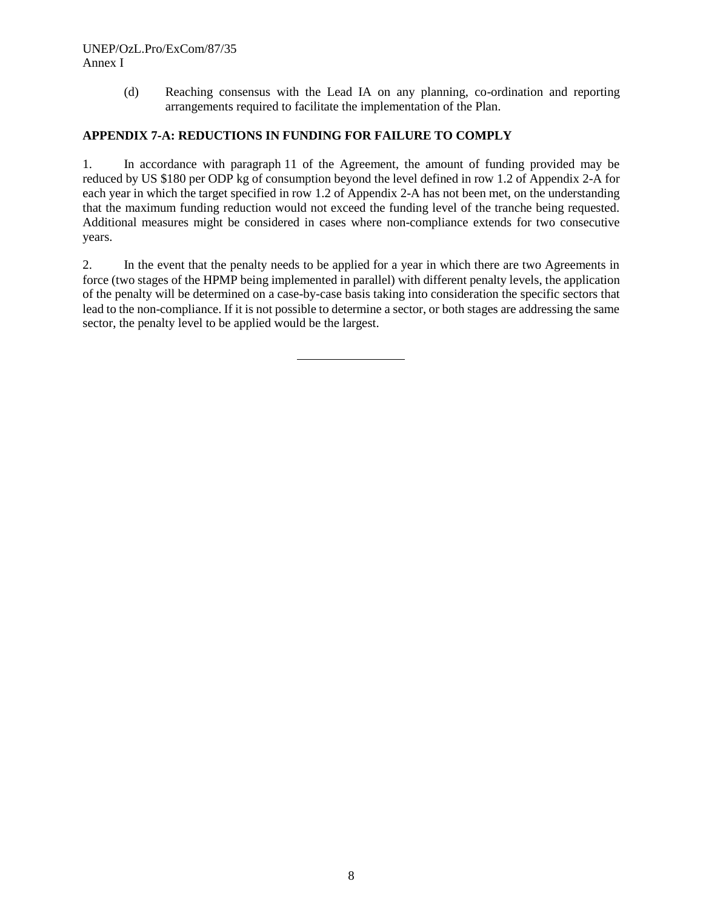(d) Reaching consensus with the Lead IA on any planning, co-ordination and reporting arrangements required to facilitate the implementation of the Plan.

**APPENDIX 7-A: REDUCTIONS IN FUNDING FOR FAILURE TO COMPLY**

1. In accordance with paragraph 11 of the Agreement, the amount of funding provided may be reduced by US $180 per ODP kg of consumption beyond the level defined in row 1.2 of Appendix 2-A for each year in which the target specified in row 1.2 of Appendix 2-A has not been met, on the understanding that the maximum funding reduction would not exceed the funding level of the tranche being requested. Additional measures might be considered in cases where non-compliance extends for two consecutive years.

2. In the event that the penalty needs to be applied for a year in which there are two Agreements in force (two stages of the HPMP being implemented in parallel) with different penalty levels, the application of the penalty will be determined on a case-by-case basis taking into consideration the specific sectors that lead to the non-compliance. If it is not possible to determine a sector, or both stages are addressing the same sector, the penalty level to be applied would be the largest.